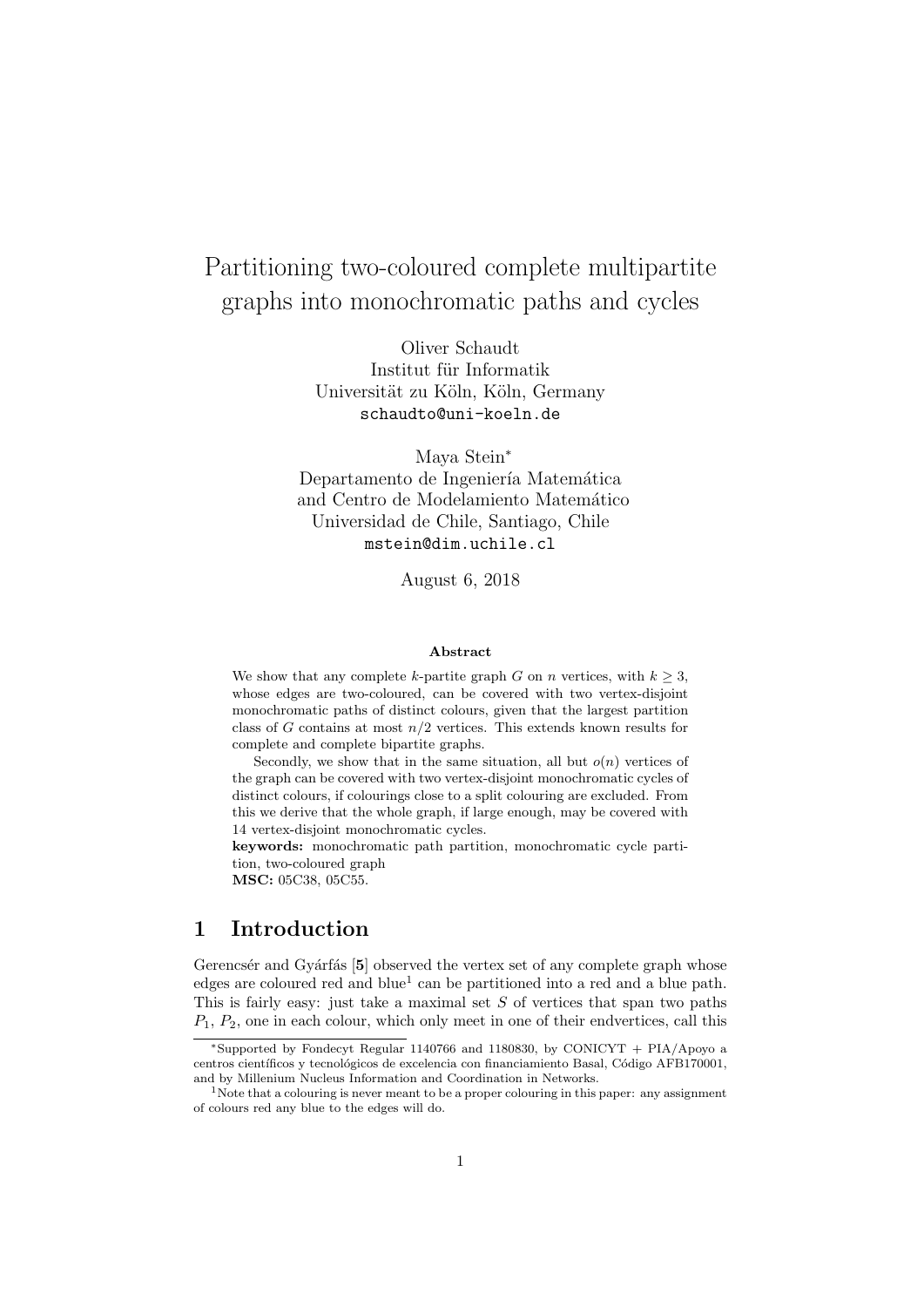# Partitioning two-coloured complete multipartite graphs into monochromatic paths and cycles

Oliver Schaudt
Institut für Informatik
Universität zu Köln, Köln, Germany
schaudto@uni-koeln.de

Maya Stein*
Departamento de Ingeniería Matemática
and Centro de Modelamiento Matemático
Universidad de Chile, Santiago, Chile
mstein@dim.uchile.cl

August 6, 2018

**Abstract**

We show that any complete $k$-partite graph $G$ on $n$ vertices, with $k \geq 3$, whose edges are two-coloured, can be covered with two vertex-disjoint monochromatic paths of distinct colours, given that the largest partition class of $G$ contains at most $n/2$ vertices. This extends known results for complete and complete bipartite graphs.

Secondly, we show that in the same situation, all but $o(n)$ vertices of the graph can be covered with two vertex-disjoint monochromatic cycles of distinct colours, if colourings close to a split colouring are excluded. From this we derive that the whole graph, if large enough, may be covered with 14 vertex-disjoint monochromatic cycles.

**keywords:** monochromatic path partition, monochromatic cycle partition, two-coloured graph
**MSC:** 05C38, 05C55.

## 1 Introduction

Gerencsér and Gyárfás [**5**] observed the vertex set of any complete graph whose edges are coloured red and blue[1] can be partitioned into a red and a blue path. This is fairly easy: just take a maximal set $S$ of vertices that span two paths $P_1$, $P_2$, one in each colour, which only meet in one of their endvertices, call this

---

*Supported by Fondecyt Regular 1140766 and 1180830, by CONICYT + PIA/Apoyo a centros científicos y tecnológicos de excelencia con financiamiento Basal, Código AFB170001, and by Millenium Nucleus Information and Coordination in Networks.

[1]Note that a colouring is never meant to be a proper colouring in this paper: any assignment of colours red any blue to the edges will do.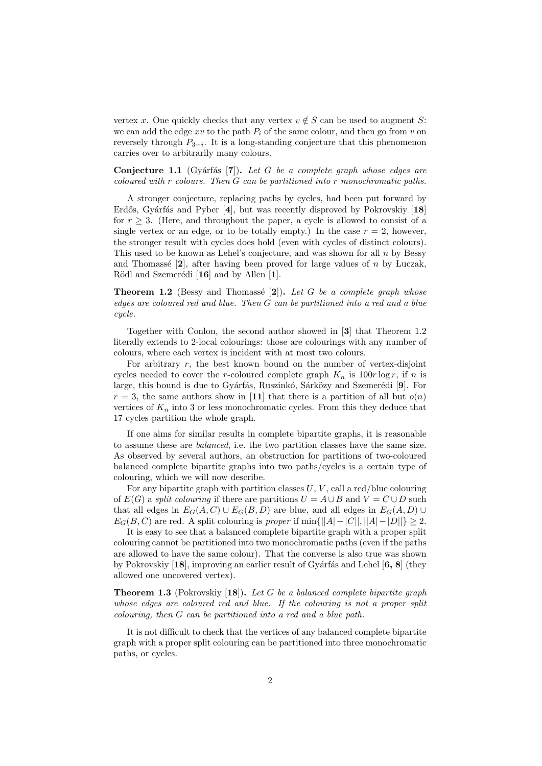vertex $x$. One quickly checks that any vertex $v \notin S$ can be used to augment $S$: we can add the edge $xv$ to the path $P_i$ of the same colour, and then go from $v$ on reversely through $P_{3-i}$. It is a long-standing conjecture that this phenomenon carries over to arbitrarily many colours.

**Conjecture 1.1** (Gyárfás [**7**]). *Let $G$ be a complete graph whose edges are coloured with $r$ colours. Then $G$ can be partitioned into $r$ monochromatic paths.*

A stronger conjecture, replacing paths by cycles, had been put forward by Erdős, Gyárfás and Pyber [**4**], but was recently disproved by Pokrovskiy [**18**] for $r \geq 3$. (Here, and throughout the paper, a cycle is allowed to consist of a single vertex or an edge, or to be totally empty.) In the case $r = 2$, however, the stronger result with cycles does hold (even with cycles of distinct colours). This used to be known as Lehel's conjecture, and was shown for all $n$ by Bessy and Thomassé [**2**], after having been proved for large values of $n$ by Łuczak, Rödl and Szemerédi [**16**] and by Allen [**1**].

**Theorem 1.2** (Bessy and Thomassé [**2**]). *Let $G$ be a complete graph whose edges are coloured red and blue. Then $G$ can be partitioned into a red and a blue cycle.*

Together with Conlon, the second author showed in [**3**] that Theorem 1.2 literally extends to 2-local colourings: those are colourings with any number of colours, where each vertex is incident with at most two colours.

For arbitrary $r$, the best known bound on the number of vertex-disjoint cycles needed to cover the $r$-coloured complete graph $K_n$ is $100r \log r$, if $n$ is large, this bound is due to Gyárfás, Ruszinkó, Sárközy and Szemerédi [**9**]. For $r = 3$, the same authors show in [**11**] that there is a partition of all but $o(n)$ vertices of $K_n$ into 3 or less monochromatic cycles. From this they deduce that 17 cycles partition the whole graph.

If one aims for similar results in complete bipartite graphs, it is reasonable to assume these are *balanced*, i.e. the two partition classes have the same size. As observed by several authors, an obstruction for partitions of two-coloured balanced complete bipartite graphs into two paths/cycles is a certain type of colouring, which we will now describe.

For any bipartite graph with partition classes $U$, $V$, call a red/blue colouring of $E(G)$ a *split colouring* if there are partitions $U = A \cup B$ and $V = C \cup D$ such that all edges in $E_G(A, C) \cup E_G(B, D)$ are blue, and all edges in $E_G(A, D) \cup E_G(B, C)$ are red. A split colouring is *proper* if $\min\{||A| - |C||, ||A| - |D||\} \geq 2$.

It is easy to see that a balanced complete bipartite graph with a proper split colouring cannot be partitioned into two monochromatic paths (even if the paths are allowed to have the same colour). That the converse is also true was shown by Pokrovskiy [**18**], improving an earlier result of Gyárfás and Lehel [**6, 8**] (they allowed one uncovered vertex).

**Theorem 1.3** (Pokrovskiy [**18**]). *Let $G$ be a balanced complete bipartite graph whose edges are coloured red and blue. If the colouring is not a proper split colouring, then $G$ can be partitioned into a red and a blue path.*

It is not difficult to check that the vertices of any balanced complete bipartite graph with a proper split colouring can be partitioned into three monochromatic paths, or cycles.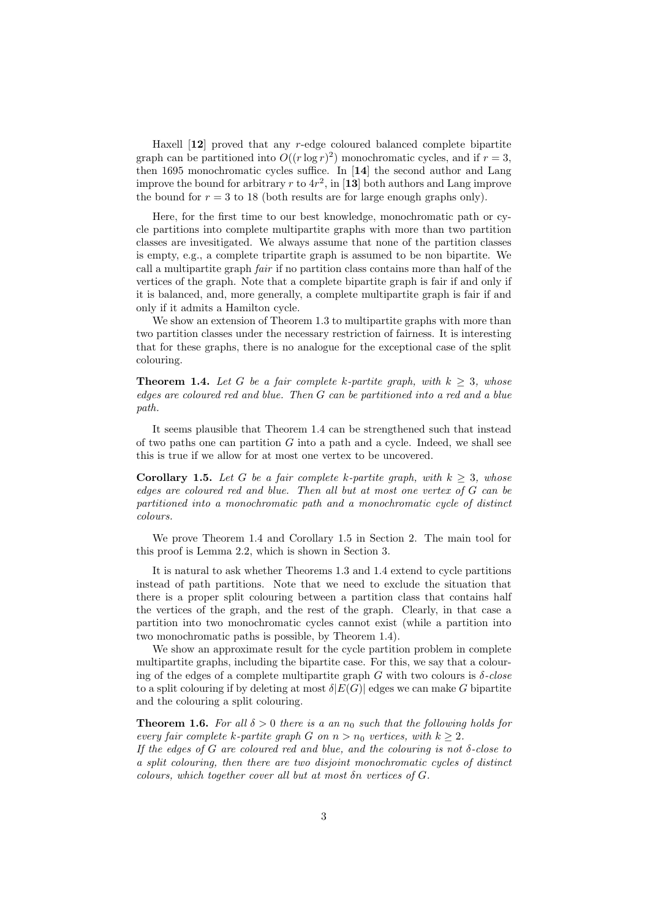Haxell [**12**] proved that any $r$-edge coloured balanced complete bipartite graph can be partitioned into $O((r \log r)^2)$ monochromatic cycles, and if $r = 3$, then 1695 monochromatic cycles suffice. In [**14**] the second author and Lang improve the bound for arbitrary $r$ to $4r^2$, in [**13**] both authors and Lang improve the bound for $r = 3$ to 18 (both results are for large enough graphs only).

Here, for the first time to our best knowledge, monochromatic path or cycle partitions into complete multipartite graphs with more than two partition classes are invesitigated. We always assume that none of the partition classes is empty, e.g., a complete tripartite graph is assumed to be non bipartite. We call a multipartite graph *fair* if no partition class contains more than half of the vertices of the graph. Note that a complete bipartite graph is fair if and only if it is balanced, and, more generally, a complete multipartite graph is fair if and only if it admits a Hamilton cycle.

We show an extension of Theorem 1.3 to multipartite graphs with more than two partition classes under the necessary restriction of fairness. It is interesting that for these graphs, there is no analogue for the exceptional case of the split colouring.

**Theorem 1.4.** *Let $G$ be a fair complete $k$-partite graph, with $k \geq 3$, whose edges are coloured red and blue. Then $G$ can be partitioned into a red and a blue path.*

It seems plausible that Theorem 1.4 can be strengthened such that instead of two paths one can partition $G$ into a path and a cycle. Indeed, we shall see this is true if we allow for at most one vertex to be uncovered.

**Corollary 1.5.** *Let $G$ be a fair complete $k$-partite graph, with $k \geq 3$, whose edges are coloured red and blue. Then all but at most one vertex of $G$ can be partitioned into a monochromatic path and a monochromatic cycle of distinct colours.*

We prove Theorem 1.4 and Corollary 1.5 in Section 2. The main tool for this proof is Lemma 2.2, which is shown in Section 3.

It is natural to ask whether Theorems 1.3 and 1.4 extend to cycle partitions instead of path partitions. Note that we need to exclude the situation that there is a proper split colouring between a partition class that contains half the vertices of the graph, and the rest of the graph. Clearly, in that case a partition into two monochromatic cycles cannot exist (while a partition into two monochromatic paths is possible, by Theorem 1.4).

We show an approximate result for the cycle partition problem in complete multipartite graphs, including the bipartite case. For this, we say that a colouring of the edges of a complete multipartite graph $G$ with two colours is *$\delta$-close* to a split colouring if by deleting at most $\delta|E(G)|$ edges we can make $G$ bipartite and the colouring a split colouring.

**Theorem 1.6.** *For all $\delta > 0$ there is a an $n_0$ such that the following holds for every fair complete $k$-partite graph $G$ on $n > n_0$ vertices, with $k \geq 2$.*
*If the edges of $G$ are coloured red and blue, and the colouring is not $\delta$-close to a split colouring, then there are two disjoint monochromatic cycles of distinct colours, which together cover all but at most $\delta n$ vertices of $G$.*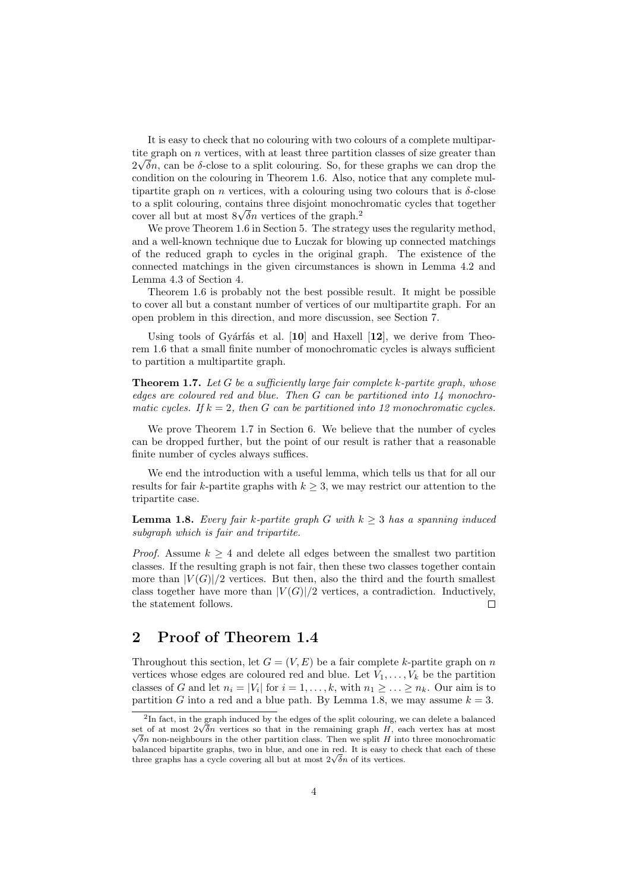It is easy to check that no colouring with two colours of a complete multipartite graph on $n$ vertices, with at least three partition classes of size greater than $2\sqrt{\delta}n$, can be $\delta$-close to a split colouring. So, for these graphs we can drop the condition on the colouring in Theorem 1.6. Also, notice that any complete multipartite graph on $n$ vertices, with a colouring using two colours that is $\delta$-close to a split colouring, contains three disjoint monochromatic cycles that together cover all but at most $8\sqrt{\delta}n$ vertices of the graph.[2]

We prove Theorem 1.6 in Section 5. The strategy uses the regularity method, and a well-known technique due to Łuczak for blowing up connected matchings of the reduced graph to cycles in the original graph. The existence of the connected matchings in the given circumstances is shown in Lemma 4.2 and Lemma 4.3 of Section 4.

Theorem 1.6 is probably not the best possible result. It might be possible to cover all but a constant number of vertices of our multipartite graph. For an open problem in this direction, and more discussion, see Section 7.

Using tools of Gyárfás et al. [**10**] and Haxell [**12**], we derive from Theorem 1.6 that a small finite number of monochromatic cycles is always sufficient to partition a multipartite graph.

**Theorem 1.7.** *Let $G$ be a sufficiently large fair complete $k$-partite graph, whose edges are coloured red and blue. Then $G$ can be partitioned into 14 monochromatic cycles. If $k = 2$, then $G$ can be partitioned into 12 monochromatic cycles.*

We prove Theorem 1.7 in Section 6. We believe that the number of cycles can be dropped further, but the point of our result is rather that a reasonable finite number of cycles always suffices.

We end the introduction with a useful lemma, which tells us that for all our results for fair $k$-partite graphs with $k \geq 3$, we may restrict our attention to the tripartite case.

**Lemma 1.8.** *Every fair $k$-partite graph $G$ with $k \geq 3$ has a spanning induced subgraph which is fair and tripartite.*

*Proof.* Assume $k \geq 4$ and delete all edges between the smallest two partition classes. If the resulting graph is not fair, then these two classes together contain more than $|V(G)|/2$ vertices. But then, also the third and the fourth smallest class together have more than $|V(G)|/2$ vertices, a contradiction. Inductively, the statement follows. $\square$

## 2 Proof of Theorem 1.4

Throughout this section, let $G = (V, E)$ be a fair complete $k$-partite graph on $n$ vertices whose edges are coloured red and blue. Let $V_1, \ldots, V_k$ be the partition classes of $G$ and let $n_i = |V_i|$ for $i = 1, \ldots, k$, with $n_1 \geq \ldots \geq n_k$. Our aim is to partition $G$ into a red and a blue path. By Lemma 1.8, we may assume $k = 3$.

---

[2] In fact, in the graph induced by the edges of the split colouring, we can delete a balanced set of at most $2\sqrt{\delta}n$ vertices so that in the remaining graph $H$, each vertex has at most $\sqrt{\delta}n$ non-neighbours in the other partition class. Then we split $H$ into three monochromatic balanced bipartite graphs, two in blue, and one in red. It is easy to check that each of these three graphs has a cycle covering all but at most $2\sqrt{\delta}n$ of its vertices.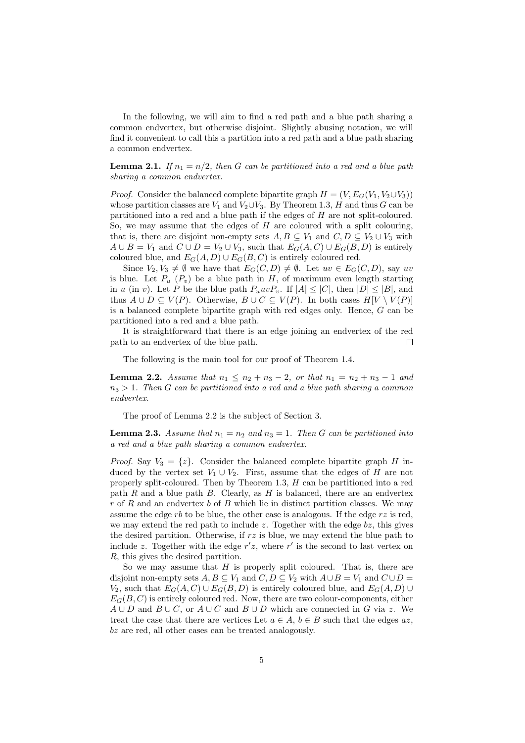In the following, we will aim to find a red path and a blue path sharing a common endvertex, but otherwise disjoint. Slightly abusing notation, we will find it convenient to call this a partition into a red path and a blue path sharing a common endvertex.

**Lemma 2.1.** *If $n_1 = n/2$, then $G$ can be partitioned into a red and a blue path sharing a common endvertex.*

*Proof.* Consider the balanced complete bipartite graph $H = (V, E_G(V_1, V_2 \cup V_3))$ whose partition classes are $V_1$ and $V_2 \cup V_3$. By Theorem 1.3, $H$ and thus $G$ can be partitioned into a red and a blue path if the edges of $H$ are not split-coloured. So, we may assume that the edges of $H$ are coloured with a split colouring, that is, there are disjoint non-empty sets $A, B \subseteq V_1$ and $C, D \subseteq V_2 \cup V_3$ with $A \cup B = V_1$ and $C \cup D = V_2 \cup V_3$, such that $E_G(A, C) \cup E_G(B, D)$ is entirely coloured blue, and $E_G(A, D) \cup E_G(B, C)$ is entirely coloured red.

Since $V_2, V_3 \neq \emptyset$ we have that $E_G(C, D) \neq \emptyset$. Let $uv \in E_G(C, D)$, say $uv$ is blue. Let $P_u$ ($P_v$) be a blue path in $H$, of maximum even length starting in $u$ (in $v$). Let $P$ be the blue path $P_u uv P_v$. If $|A| \leq |C|$, then $|D| \leq |B|$, and thus $A \cup D \subseteq V(P)$. Otherwise, $B \cup C \subseteq V(P)$. In both cases $H[V \setminus V(P)]$ is a balanced complete bipartite graph with red edges only. Hence, $G$ can be partitioned into a red and a blue path.

It is straightforward that there is an edge joining an endvertex of the red path to an endvertex of the blue path. $\square$

The following is the main tool for our proof of Theorem 1.4.

**Lemma 2.2.** *Assume that $n_1 \leq n_2 + n_3 - 2$, or that $n_1 = n_2 + n_3 - 1$ and $n_3 > 1$. Then $G$ can be partitioned into a red and a blue path sharing a common endvertex.*

The proof of Lemma 2.2 is the subject of Section 3.

**Lemma 2.3.** *Assume that $n_1 = n_2$ and $n_3 = 1$. Then $G$ can be partitioned into a red and a blue path sharing a common endvertex.*

*Proof.* Say $V_3 = \{z\}$. Consider the balanced complete bipartite graph $H$ induced by the vertex set $V_1 \cup V_2$. First, assume that the edges of $H$ are not properly split-coloured. Then by Theorem 1.3, $H$ can be partitioned into a red path $R$ and a blue path $B$. Clearly, as $H$ is balanced, there are an endvertex $r$ of $R$ and an endvertex $b$ of $B$ which lie in distinct partition classes. We may assume the edge $rb$ to be blue, the other case is analogous. If the edge $rz$ is red, we may extend the red path to include $z$. Together with the edge $bz$, this gives the desired partition. Otherwise, if $rz$ is blue, we may extend the blue path to include $z$. Together with the edge $r'z$, where $r'$ is the second to last vertex on $R$, this gives the desired partition.

So we may assume that $H$ is properly split coloured. That is, there are disjoint non-empty sets $A, B \subseteq V_1$ and $C, D \subseteq V_2$ with $A \cup B = V_1$ and $C \cup D = V_2$, such that $E_G(A, C) \cup E_G(B, D)$ is entirely coloured blue, and $E_G(A, D) \cup E_G(B, C)$ is entirely coloured red. Now, there are two colour-components, either $A \cup D$ and $B \cup C$, or $A \cup C$ and $B \cup D$ which are connected in $G$ via $z$. We treat the case that there are vertices Let $a \in A$, $b \in B$ such that the edges $az$, $bz$ are red, all other cases can be treated analogously.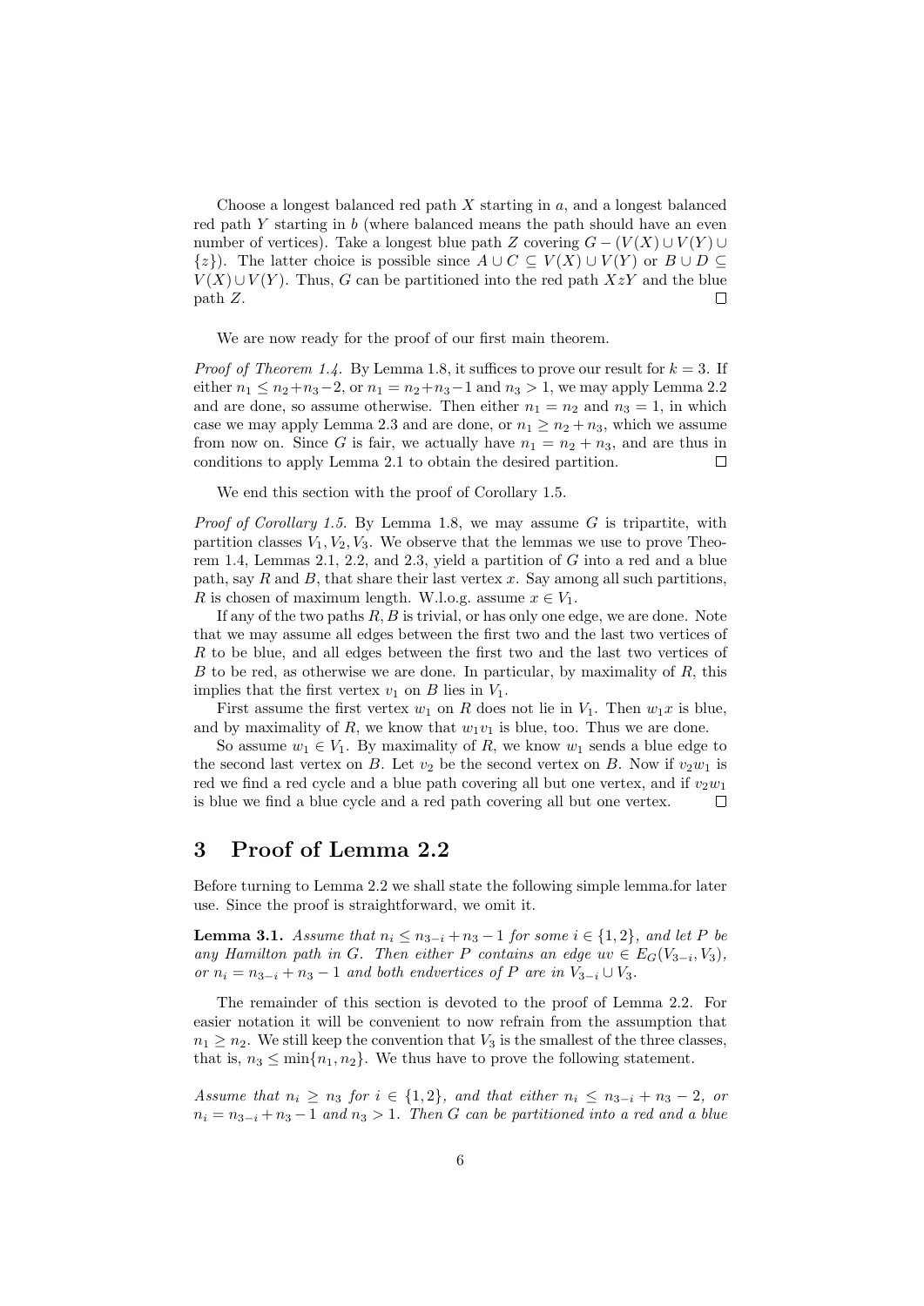Choose a longest balanced red path $X$ starting in $a$, and a longest balanced red path $Y$ starting in $b$ (where balanced means the path should have an even number of vertices). Take a longest blue path $Z$ covering $G - (V(X) \cup V(Y) \cup \{z\})$. The latter choice is possible since $A \cup C \subseteq V(X) \cup V(Y)$ or $B \cup D \subseteq V(X) \cup V(Y)$. Thus, $G$ can be partitioned into the red path $XzY$ and the blue path $Z$. $\square$

We are now ready for the proof of our first main theorem.

*Proof of Theorem 1.4.* By Lemma 1.8, it suffices to prove our result for $k = 3$. If either $n_1 \leq n_2 + n_3 - 2$, or $n_1 = n_2 + n_3 - 1$ and $n_3 > 1$, we may apply Lemma 2.2 and are done, so assume otherwise. Then either $n_1 = n_2$ and $n_3 = 1$, in which case we may apply Lemma 2.3 and are done, or $n_1 \geq n_2 + n_3$, which we assume from now on. Since $G$ is fair, we actually have $n_1 = n_2 + n_3$, and are thus in conditions to apply Lemma 2.1 to obtain the desired partition. $\square$

We end this section with the proof of Corollary 1.5.

*Proof of Corollary 1.5.* By Lemma 1.8, we may assume $G$ is tripartite, with partition classes $V_1, V_2, V_3$. We observe that the lemmas we use to prove Theorem 1.4, Lemmas 2.1, 2.2, and 2.3, yield a partition of $G$ into a red and a blue path, say $R$ and $B$, that share their last vertex $x$. Say among all such partitions, $R$ is chosen of maximum length. W.l.o.g. assume $x \in V_1$.

If any of the two paths $R, B$ is trivial, or has only one edge, we are done. Note that we may assume all edges between the first two and the last two vertices of $R$ to be blue, and all edges between the first two and the last two vertices of $B$ to be red, as otherwise we are done. In particular, by maximality of $R$, this implies that the first vertex $v_1$ on $B$ lies in $V_1$.

First assume the first vertex $w_1$ on $R$ does not lie in $V_1$. Then $w_1x$ is blue, and by maximality of $R$, we know that $w_1v_1$ is blue, too. Thus we are done.

So assume $w_1 \in V_1$. By maximality of $R$, we know $w_1$ sends a blue edge to the second last vertex on $B$. Let $v_2$ be the second vertex on $B$. Now if $v_2w_1$ is red we find a red cycle and a blue path covering all but one vertex, and if $v_2w_1$ is blue we find a blue cycle and a red path covering all but one vertex. $\square$

# 3 Proof of Lemma 2.2

Before turning to Lemma 2.2 we shall state the following simple lemma.for later use. Since the proof is straightforward, we omit it.

**Lemma 3.1.** *Assume that $n_i \leq n_{3-i} + n_3 - 1$ for some $i \in \{1, 2\}$, and let $P$ be any Hamilton path in $G$. Then either $P$ contains an edge $uv \in E_G(V_{3-i}, V_3)$, or $n_i = n_{3-i} + n_3 - 1$ and both endvertices of $P$ are in $V_{3-i} \cup V_3$.*

The remainder of this section is devoted to the proof of Lemma 2.2. For easier notation it will be convenient to now refrain from the assumption that $n_1 \geq n_2$. We still keep the convention that $V_3$ is the smallest of the three classes, that is, $n_3 \leq \min\{n_1, n_2\}$. We thus have to prove the following statement.

*Assume that $n_i \geq n_3$ for $i \in \{1, 2\}$, and that either $n_i \leq n_{3-i} + n_3 - 2$, or $n_i = n_{3-i} + n_3 - 1$ and $n_3 > 1$. Then $G$ can be partitioned into a red and a blue*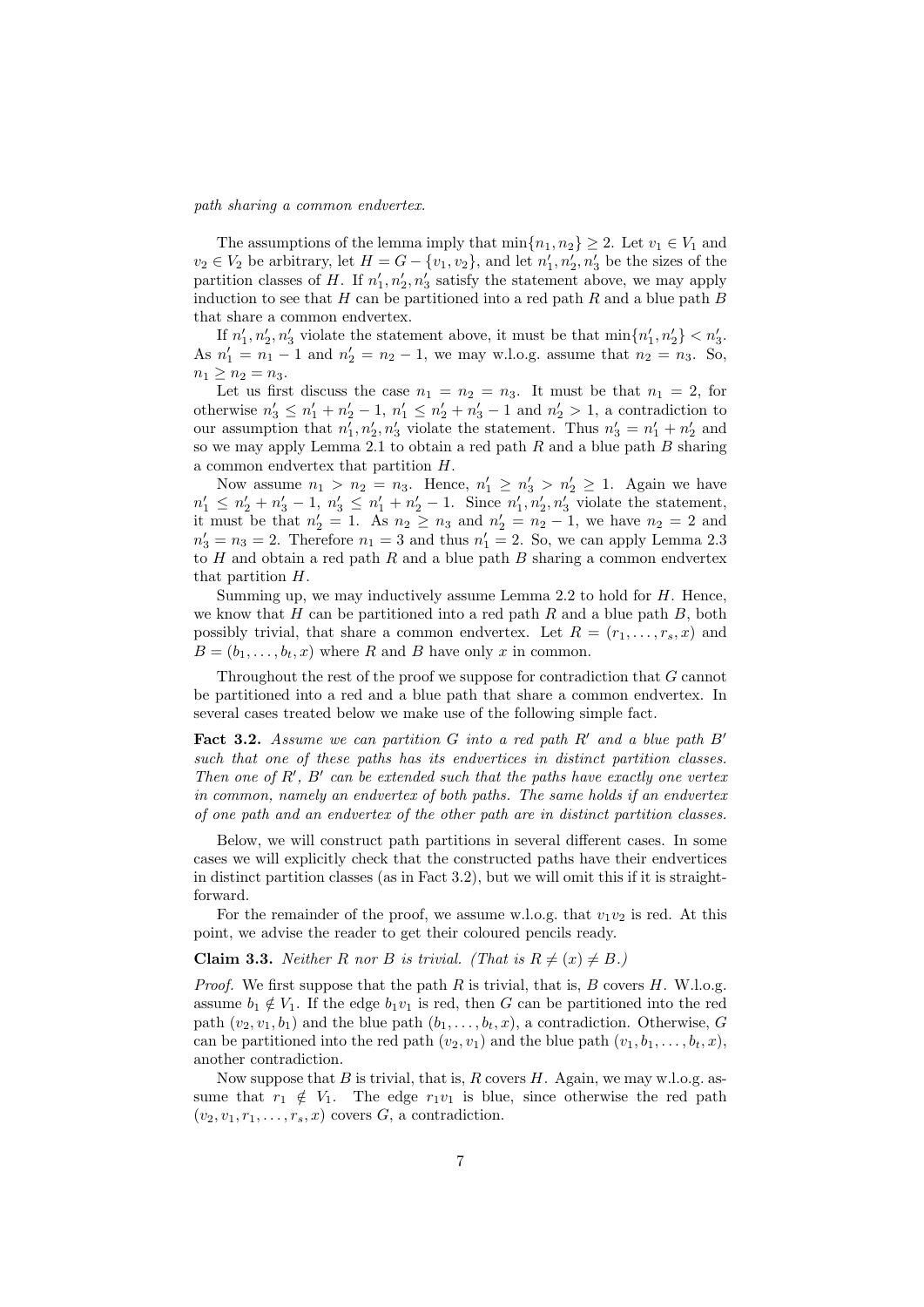*path sharing a common endvertex.*

The assumptions of the lemma imply that $\min\{n_1, n_2\} \geq 2$. Let $v_1 \in V_1$ and $v_2 \in V_2$ be arbitrary, let $H = G - \{v_1, v_2\}$, and let $n_1', n_2', n_3'$ be the sizes of the partition classes of $H$. If $n_1', n_2', n_3'$ satisfy the statement above, we may apply induction to see that $H$ can be partitioned into a red path $R$ and a blue path $B$ that share a common endvertex.

If $n_1', n_2', n_3'$ violate the statement above, it must be that $\min\{n_1', n_2'\} < n_3'$. As $n_1' = n_1 - 1$ and $n_2' = n_2 - 1$, we may w.l.o.g. assume that $n_2 = n_3$. So, $n_1 \geq n_2 = n_3$.

Let us first discuss the case $n_1 = n_2 = n_3$. It must be that $n_1 = 2$, for otherwise $n_3' \leq n_1' + n_2' - 1$, $n_1' \leq n_2' + n_3' - 1$ and $n_2' > 1$, a contradiction to our assumption that $n_1', n_2', n_3'$ violate the statement. Thus $n_3' = n_1' + n_2'$ and so we may apply Lemma 2.1 to obtain a red path $R$ and a blue path $B$ sharing a common endvertex that partition $H$.

Now assume $n_1 > n_2 = n_3$. Hence, $n_1' \geq n_3' > n_2' \geq 1$. Again we have $n_1' \leq n_2' + n_3' - 1$, $n_3' \leq n_1' + n_2' - 1$. Since $n_1', n_2', n_3'$ violate the statement, it must be that $n_2' = 1$. As $n_2 \geq n_3$ and $n_2' = n_2 - 1$, we have $n_2 = 2$ and $n_3' = n_3 = 2$. Therefore $n_1 = 3$ and thus $n_1' = 2$. So, we can apply Lemma 2.3 to $H$ and obtain a red path $R$ and a blue path $B$ sharing a common endvertex that partition $H$.

Summing up, we may inductively assume Lemma 2.2 to hold for $H$. Hence, we know that $H$ can be partitioned into a red path $R$ and a blue path $B$, both possibly trivial, that share a common endvertex. Let $R = (r_1, \ldots, r_s, x)$ and $B = (b_1, \ldots, b_t, x)$ where $R$ and $B$ have only $x$ in common.

Throughout the rest of the proof we suppose for contradiction that $G$ cannot be partitioned into a red and a blue path that share a common endvertex. In several cases treated below we make use of the following simple fact.

**Fact 3.2.** *Assume we can partition $G$ into a red path $R'$ and a blue path $B'$ such that one of these paths has its endvertices in distinct partition classes. Then one of $R'$, $B'$ can be extended such that the paths have exactly one vertex in common, namely an endvertex of both paths. The same holds if an endvertex of one path and an endvertex of the other path are in distinct partition classes.*

Below, we will construct path partitions in several different cases. In some cases we will explicitly check that the constructed paths have their endvertices in distinct partition classes (as in Fact 3.2), but we will omit this if it is straightforward.

For the remainder of the proof, we assume w.l.o.g. that $v_1v_2$ is red. At this point, we advise the reader to get their coloured pencils ready.

**Claim 3.3.** *Neither $R$ nor $B$ is trivial. (That is $R \neq (x) \neq B$.)*

*Proof.* We first suppose that the path $R$ is trivial, that is, $B$ covers $H$. W.l.o.g. assume $b_1 \notin V_1$. If the edge $b_1v_1$ is red, then $G$ can be partitioned into the red path $(v_2, v_1, b_1)$ and the blue path $(b_1, \ldots, b_t, x)$, a contradiction. Otherwise, $G$ can be partitioned into the red path $(v_2, v_1)$ and the blue path $(v_1, b_1, \ldots, b_t, x)$, another contradiction.

Now suppose that $B$ is trivial, that is, $R$ covers $H$. Again, we may w.l.o.g. assume that $r_1 \notin V_1$. The edge $r_1v_1$ is blue, since otherwise the red path $(v_2, v_1, r_1, \ldots, r_s, x)$ covers $G$, a contradiction.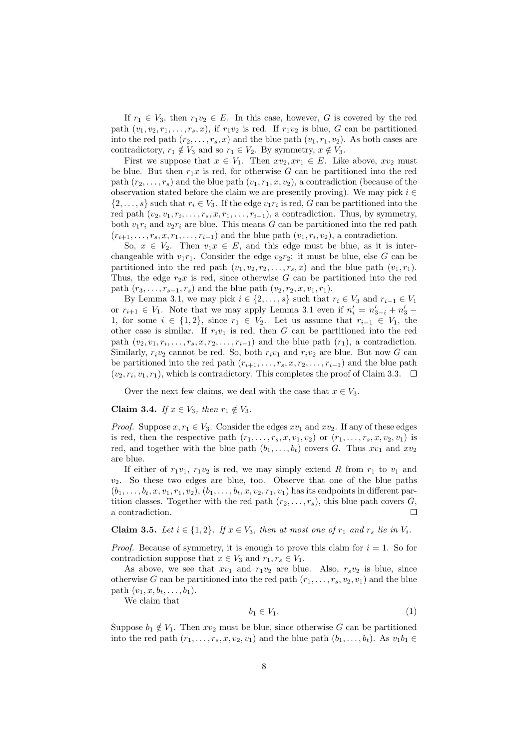If $r_1 \in V_3$, then $r_1 v_2 \in E$. In this case, however, $G$ is covered by the red path $(v_1, v_2, r_1, \ldots, r_s, x)$, if $r_1 v_2$ is red. If $r_1 v_2$ is blue, $G$ can be partitioned into the red path $(r_2, \ldots, r_s, x)$ and the blue path $(v_1, r_1, v_2)$. As both cases are contradictory, $r_1 \notin V_3$ and so $r_1 \in V_2$. By symmetry, $x \notin V_3$.

First we suppose that $x \in V_1$. Then $xv_2, xr_1 \in E$. Like above, $xv_2$ must be blue. But then $r_1 x$ is red, for otherwise $G$ can be partitioned into the red path $(r_2, \ldots, r_s)$ and the blue path $(v_1, r_1, x, v_2)$, a contradiction (because of the observation stated before the claim we are presently proving). We may pick $i \in \{2, \ldots, s\}$ such that $r_i \in V_3$. If the edge $v_1 r_i$ is red, $G$ can be partitioned into the red path $(v_2, v_1, r_i, \ldots, r_s, x, r_1, \ldots, r_{i-1})$, a contradiction. Thus, by symmetry, both $v_1 r_i$ and $v_2 r_i$ are blue. This means $G$ can be partitioned into the red path $(r_{i+1}, \ldots, r_s, x, r_1, \ldots, r_{i-1})$ and the blue path $(v_1, r_i, v_2)$, a contradiction.

So, $x \in V_2$. Then $v_1 x \in E$, and this edge must be blue, as it is interchangeable with $v_1 r_1$. Consider the edge $v_2 r_2$: it must be blue, else $G$ can be partitioned into the red path $(v_1, v_2, r_2, \ldots, r_s, x)$ and the blue path $(v_1, r_1)$. Thus, the edge $r_2 x$ is red, since otherwise $G$ can be partitioned into the red path $(r_3, \ldots, r_{s-1}, r_s)$ and the blue path $(v_2, r_2, x, v_1, r_1)$.

By Lemma 3.1, we may pick $i \in \{2, \ldots, s\}$ such that $r_i \in V_3$ and $r_{i-1} \in V_1$ or $r_{i+1} \in V_1$. Note that we may apply Lemma 3.1 even if $n'_i = n'_{3-i} + n'_3 - 1$, for some $i \in \{1, 2\}$, since $r_1 \in V_2$. Let us assume that $r_{i-1} \in V_1$, the other case is similar. If $r_i v_1$ is red, then $G$ can be partitioned into the red path $(v_2, v_1, r_i, \ldots, r_s, x, r_2, \ldots, r_{i-1})$ and the blue path $(r_1)$, a contradiction. Similarly, $r_i v_2$ cannot be red. So, both $r_i v_1$ and $r_i v_2$ are blue. But now $G$ can be partitioned into the red path $(r_{i+1}, \ldots, r_s, x, r_2, \ldots, r_{i-1})$ and the blue path $(v_2, r_i, v_1, r_1)$, which is contradictory. This completes the proof of Claim 3.3. $\square$

Over the next few claims, we deal with the case that $x \in V_3$.

**Claim 3.4.** *If $x \in V_3$, then $r_1 \notin V_3$.*

*Proof.* Suppose $x, r_1 \in V_3$. Consider the edges $xv_1$ and $xv_2$. If any of these edges is red, then the respective path $(r_1, \ldots, r_s, x, v_1, v_2)$ or $(r_1, \ldots, r_s, x, v_2, v_1)$ is red, and together with the blue path $(b_1, \ldots, b_t)$ covers $G$. Thus $xv_1$ and $xv_2$ are blue.

If either of $r_1 v_1$, $r_1 v_2$ is red, we may simply extend $R$ from $r_1$ to $v_1$ and $v_2$. So these two edges are blue, too. Observe that one of the blue paths $(b_1, \ldots, b_t, x, v_1, r_1, v_2)$, $(b_1, \ldots, b_t, x, v_2, r_1, v_1)$ has its endpoints in different partition classes. Together with the red path $(r_2, \ldots, r_s)$, this blue path covers $G$, a contradiction. $\square$

**Claim 3.5.** *Let $i \in \{1, 2\}$. If $x \in V_3$, then at most one of $r_1$ and $r_s$ lie in $V_i$.*

*Proof.* Because of symmetry, it is enough to prove this claim for $i = 1$. So for contradiction suppose that $x \in V_3$ and $r_1, r_s \in V_1$.

As above, we see that $xv_1$ and $r_1 v_2$ are blue. Also, $r_s v_2$ is blue, since otherwise $G$ can be partitioned into the red path $(r_1, \ldots, r_s, v_2, v_1)$ and the blue path $(v_1, x, b_t, \ldots, b_1)$.

We claim that

$$b_1 \in V_1. \tag{1}$$

Suppose $b_1 \notin V_1$. Then $xv_2$ must be blue, since otherwise $G$ can be partitioned into the red path $(r_1, \ldots, r_s, x, v_2, v_1)$ and the blue path $(b_1, \ldots, b_t)$. As $v_1 b_1 \in$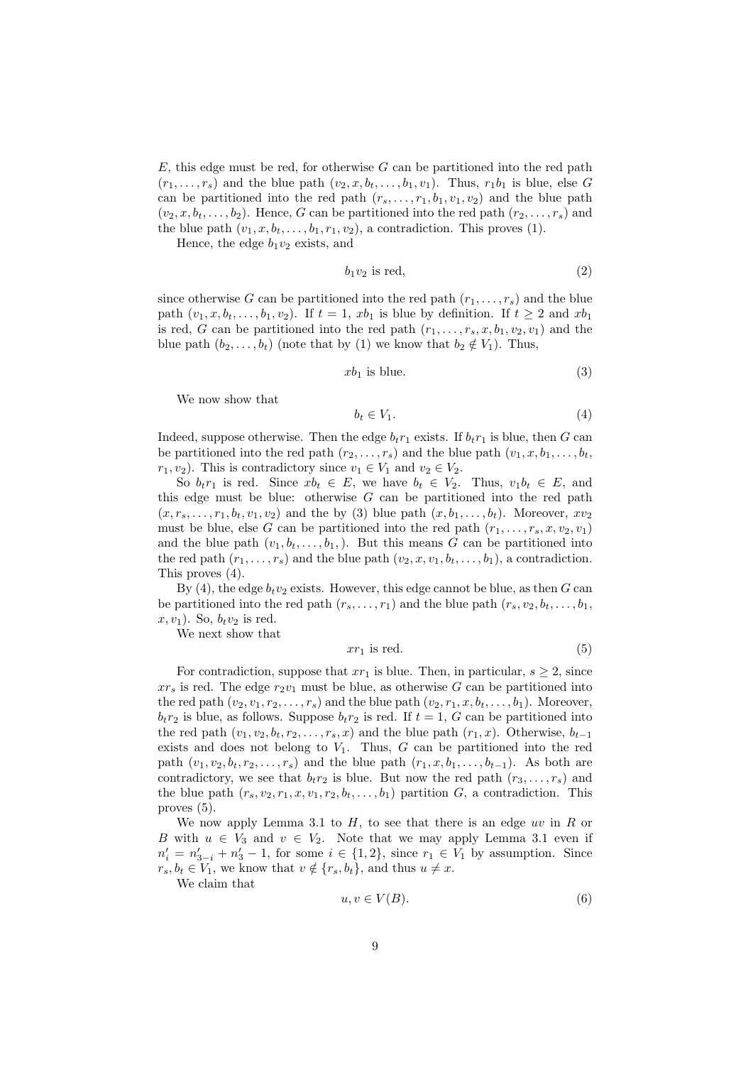$E$, this edge must be red, for otherwise $G$ can be partitioned into the red path $(r_1, \ldots, r_s)$ and the blue path $(v_2, x, b_t, \ldots, b_1, v_1)$. Thus, $r_1 b_1$ is blue, else $G$ can be partitioned into the red path $(r_s, \ldots, r_1, b_1, v_1, v_2)$ and the blue path $(v_2, x, b_t, \ldots, b_2)$. Hence, $G$ can be partitioned into the red path $(r_2, \ldots, r_s)$ and the blue path $(v_1, x, b_t, \ldots, b_1, r_1, v_2)$, a contradiction. This proves (1).

Hence, the edge $b_1 v_2$ exists, and

$$b_1 v_2 \text{ is red,} \tag{2}$$

since otherwise $G$ can be partitioned into the red path $(r_1, \ldots, r_s)$ and the blue path $(v_1, x, b_t, \ldots, b_1, v_2)$. If $t = 1$, $xb_1$ is blue by definition. If $t \geq 2$ and $xb_1$ is red, $G$ can be partitioned into the red path $(r_1, \ldots, r_s, x, b_1, v_2, v_1)$ and the blue path $(b_2, \ldots, b_t)$ (note that by (1) we know that $b_2 \notin V_1$). Thus,

$$xb_1 \text{ is blue.} \tag{3}$$

We now show that

$$b_t \in V_1. \tag{4}$$

Indeed, suppose otherwise. Then the edge $b_t r_1$ exists. If $b_t r_1$ is blue, then $G$ can be partitioned into the red path $(r_2, \ldots, r_s)$ and the blue path $(v_1, x, b_1, \ldots, b_t, r_1, v_2)$. This is contradictory since $v_1 \in V_1$ and $v_2 \in V_2$.

So $b_t r_1$ is red. Since $xb_t \in E$, we have $b_t \in V_2$. Thus, $v_1 b_t \in E$, and this edge must be blue: otherwise $G$ can be partitioned into the red path $(x, r_s, \ldots, r_1, b_t, v_1, v_2)$ and the by (3) blue path $(x, b_1, \ldots, b_t)$. Moreover, $xv_2$ must be blue, else $G$ can be partitioned into the red path $(r_1, \ldots, r_s, x, v_2, v_1)$ and the blue path $(v_1, b_t, \ldots, b_1,)$. But this means $G$ can be partitioned into the red path $(r_1, \ldots, r_s)$ and the blue path $(v_2, x, v_1, b_t, \ldots, b_1)$, a contradiction. This proves (4).

By (4), the edge $b_t v_2$ exists. However, this edge cannot be blue, as then $G$ can be partitioned into the red path $(r_s, \ldots, r_1)$ and the blue path $(r_s, v_2, b_t, \ldots, b_1, x, v_1)$. So, $b_t v_2$ is red.

We next show that

$$xr_1 \text{ is red.} \tag{5}$$

For contradiction, suppose that $xr_1$ is blue. Then, in particular, $s \geq 2$, since $xr_s$ is red. The edge $r_2 v_1$ must be blue, as otherwise $G$ can be partitioned into the red path $(v_2, v_1, r_2, \ldots, r_s)$ and the blue path $(v_2, r_1, x, b_t, \ldots, b_1)$. Moreover, $b_t r_2$ is blue, as follows. Suppose $b_t r_2$ is red. If $t = 1$, $G$ can be partitioned into the red path $(v_1, v_2, b_t, r_2, \ldots, r_s, x)$ and the blue path $(r_1, x)$. Otherwise, $b_{t-1}$ exists and does not belong to $V_1$. Thus, $G$ can be partitioned into the red path $(v_1, v_2, b_t, r_2, \ldots, r_s)$ and the blue path $(r_1, x, b_1, \ldots, b_{t-1})$. As both are contradictory, we see that $b_t r_2$ is blue. But now the red path $(r_3, \ldots, r_s)$ and the blue path $(r_s, v_2, r_1, x, v_1, r_2, b_t, \ldots, b_1)$ partition $G$, a contradiction. This proves (5).

We now apply Lemma 3.1 to $H$, to see that there is an edge $uv$ in $R$ or $B$ with $u \in V_3$ and $v \in V_2$. Note that we may apply Lemma 3.1 even if $n'_i = n'_{3-i} + n'_3 - 1$, for some $i \in \{1, 2\}$, since $r_1 \in V_1$ by assumption. Since $r_s, b_t \in V_1$, we know that $v \notin \{r_s, b_t\}$, and thus $u \neq x$.

We claim that

$$u, v \in V(B). \tag{6}$$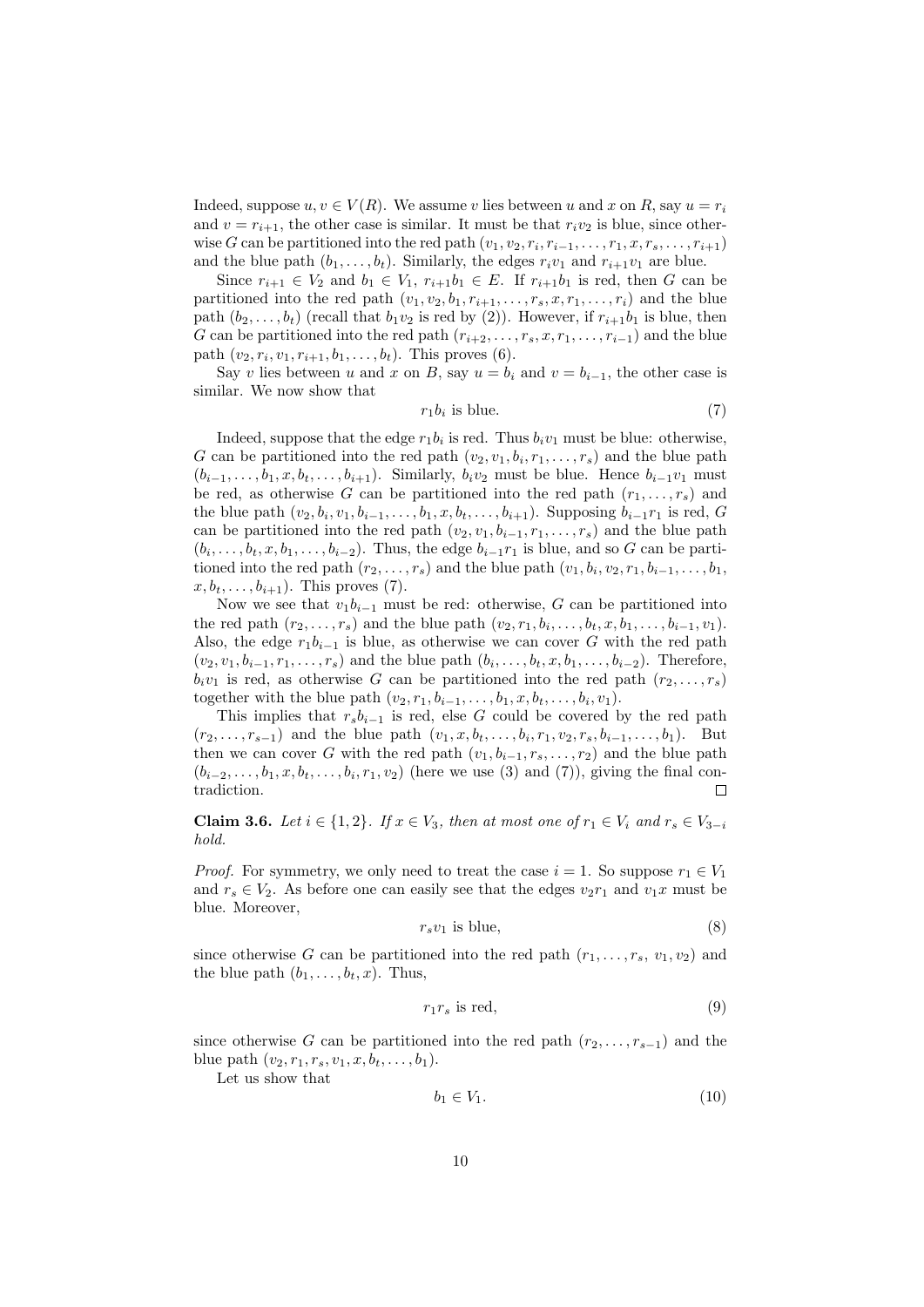Indeed, suppose $u, v \in V(R)$. We assume $v$ lies between $u$ and $x$ on $R$, say $u = r_i$ and $v = r_{i+1}$, the other case is similar. It must be that $r_i v_2$ is blue, since otherwise $G$ can be partitioned into the red path $(v_1, v_2, r_i, r_{i-1}, \dots, r_1, x, r_s, \dots, r_{i+1})$ and the blue path $(b_1, \dots, b_t)$. Similarly, the edges $r_i v_1$ and $r_{i+1} v_1$ are blue.

Since $r_{i+1} \in V_2$ and $b_1 \in V_1$, $r_{i+1} b_1 \in E$. If $r_{i+1} b_1$ is red, then $G$ can be partitioned into the red path $(v_1, v_2, b_1, r_{i+1}, \dots, r_s, x, r_1, \dots, r_i)$ and the blue path $(b_2, \dots, b_t)$ (recall that $b_1 v_2$ is red by (2)). However, if $r_{i+1} b_1$ is blue, then $G$ can be partitioned into the red path $(r_{i+2}, \dots, r_s, x, r_1, \dots, r_{i-1})$ and the blue path $(v_2, r_i, v_1, r_{i+1}, b_1, \dots, b_t)$. This proves (6).

Say $v$ lies between $u$ and $x$ on $B$, say $u = b_i$ and $v = b_{i-1}$, the other case is similar. We now show that

$$r_1 b_i \text{ is blue.} \tag{7}$$

Indeed, suppose that the edge $r_1 b_i$ is red. Thus $b_i v_1$ must be blue: otherwise, $G$ can be partitioned into the red path $(v_2, v_1, b_i, r_1, \dots, r_s)$ and the blue path $(b_{i-1}, \dots, b_1, x, b_t, \dots, b_{i+1})$. Similarly, $b_i v_2$ must be blue. Hence $b_{i-1} v_1$ must be red, as otherwise $G$ can be partitioned into the red path $(r_1, \dots, r_s)$ and the blue path $(v_2, b_i, v_1, b_{i-1}, \dots, b_1, x, b_t, \dots, b_{i+1})$. Supposing $b_{i-1} r_1$ is red, $G$ can be partitioned into the red path $(v_2, v_1, b_{i-1}, r_1, \dots, r_s)$ and the blue path $(b_i, \dots, b_t, x, b_1, \dots, b_{i-2})$. Thus, the edge $b_{i-1} r_1$ is blue, and so $G$ can be partitioned into the red path $(r_2, \dots, r_s)$ and the blue path $(v_1, b_i, v_2, r_1, b_{i-1}, \dots, b_1, x, b_t, \dots, b_{i+1})$. This proves (7).

Now we see that $v_1 b_{i-1}$ must be red: otherwise, $G$ can be partitioned into the red path $(r_2, \dots, r_s)$ and the blue path $(v_2, r_1, b_i, \dots, b_t, x, b_1, \dots, b_{i-1}, v_1)$. Also, the edge $r_1 b_{i-1}$ is blue, as otherwise we can cover $G$ with the red path $(v_2, v_1, b_{i-1}, r_1, \dots, r_s)$ and the blue path $(b_i, \dots, b_t, x, b_1, \dots, b_{i-2})$. Therefore, $b_i v_1$ is red, as otherwise $G$ can be partitioned into the red path $(r_2, \dots, r_s)$ together with the blue path $(v_2, r_1, b_{i-1}, \dots, b_1, x, b_t, \dots, b_i, v_1)$.

This implies that $r_s b_{i-1}$ is red, else $G$ could be covered by the red path $(r_2, \dots, r_{s-1})$ and the blue path $(v_1, x, b_t, \dots, b_i, r_1, v_2, r_s, b_{i-1}, \dots, b_1)$. But then we can cover $G$ with the red path $(v_1, b_{i-1}, r_s, \dots, r_2)$ and the blue path $(b_{i-2}, \dots, b_1, x, b_t, \dots, b_i, r_1, v_2)$ (here we use (3) and (7)), giving the final contradiction. $\square$

**Claim 3.6.** *Let $i \in \{1, 2\}$. If $x \in V_3$, then at most one of $r_1 \in V_i$ and $r_s \in V_{3-i}$ hold.*

*Proof.* For symmetry, we only need to treat the case $i = 1$. So suppose $r_1 \in V_1$ and $r_s \in V_2$. As before one can easily see that the edges $v_2 r_1$ and $v_1 x$ must be blue. Moreover,

$$r_s v_1 \text{ is blue,} \tag{8}$$

since otherwise $G$ can be partitioned into the red path $(r_1, \dots, r_s, v_1, v_2)$ and the blue path $(b_1, \dots, b_t, x)$. Thus,

$$r_1 r_s \text{ is red,} \tag{9}$$

since otherwise $G$ can be partitioned into the red path $(r_2, \dots, r_{s-1})$ and the blue path $(v_2, r_1, r_s, v_1, x, b_t, \dots, b_1)$.

Let us show that

$$b_1 \in V_1. \tag{10}$$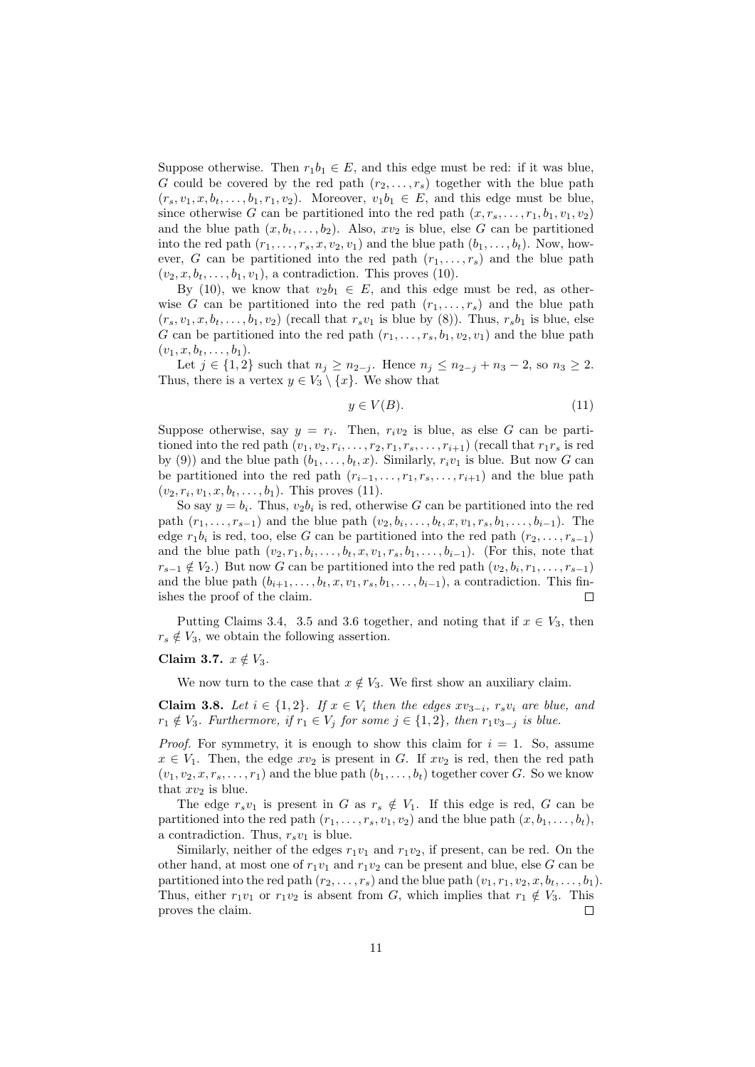Suppose otherwise. Then $r_1b_1 \in E$, and this edge must be red: if it was blue, $G$ could be covered by the red path $(r_2, \ldots, r_s)$ together with the blue path $(r_s, v_1, x, b_t, \ldots, b_1, r_1, v_2)$. Moreover, $v_1b_1 \in E$, and this edge must be blue, since otherwise $G$ can be partitioned into the red path $(x, r_s, \ldots, r_1, b_1, v_1, v_2)$ and the blue path $(x, b_t, \ldots, b_2)$. Also, $xv_2$ is blue, else $G$ can be partitioned into the red path $(r_1, \ldots, r_s, x, v_2, v_1)$ and the blue path $(b_1, \ldots, b_t)$. Now, however, $G$ can be partitioned into the red path $(r_1, \ldots, r_s)$ and the blue path $(v_2, x, b_t, \ldots, b_1, v_1)$, a contradiction. This proves (10).

By (10), we know that $v_2b_1 \in E$, and this edge must be red, as otherwise $G$ can be partitioned into the red path $(r_1, \ldots, r_s)$ and the blue path $(r_s, v_1, x, b_t, \ldots, b_1, v_2)$ (recall that $r_sv_1$ is blue by (8)). Thus, $r_sb_1$ is blue, else $G$ can be partitioned into the red path $(r_1, \ldots, r_s, b_1, v_2, v_1)$ and the blue path $(v_1, x, b_t, \ldots, b_1)$.

Let $j \in \{1, 2\}$ such that $n_j \geq n_{2-j}$. Hence $n_j \leq n_{2-j} + n_3 - 2$, so $n_3 \geq 2$. Thus, there is a vertex $y \in V_3 \setminus \{x\}$. We show that

$$y \in V(B). \tag{11}$$

Suppose otherwise, say $y = r_i$. Then, $r_iv_2$ is blue, as else $G$ can be partitioned into the red path $(v_1, v_2, r_i, \ldots, r_2, r_1, r_s, \ldots, r_{i+1})$ (recall that $r_1r_s$ is red by (9)) and the blue path $(b_1, \ldots, b_t, x)$. Similarly, $r_iv_1$ is blue. But now $G$ can be partitioned into the red path $(r_{i-1}, \ldots, r_1, r_s, \ldots, r_{i+1})$ and the blue path $(v_2, r_i, v_1, x, b_t, \ldots, b_1)$. This proves (11).

So say $y = b_i$. Thus, $v_2b_i$ is red, otherwise $G$ can be partitioned into the red path $(r_1, \ldots, r_{s-1})$ and the blue path $(v_2, b_i, \ldots, b_t, x, v_1, r_s, b_1, \ldots, b_{i-1})$. The edge $r_1b_i$ is red, too, else $G$ can be partitioned into the red path $(r_2, \ldots, r_{s-1})$ and the blue path $(v_2, r_1, b_i, \ldots, b_t, x, v_1, r_s, b_1, \ldots, b_{i-1})$. (For this, note that $r_{s-1} \notin V_2$.) But now $G$ can be partitioned into the red path $(v_2, b_i, r_1, \ldots, r_{s-1})$ and the blue path $(b_{i+1}, \ldots, b_t, x, v_1, r_s, b_1, \ldots, b_{i-1})$, a contradiction. This finishes the proof of the claim. $\square$

Putting Claims 3.4, 3.5 and 3.6 together, and noting that if $x \in V_3$, then $r_s \notin V_3$, we obtain the following assertion.

**Claim 3.7.** $x \notin V_3$.

We now turn to the case that $x \notin V_3$. We first show an auxiliary claim.

**Claim 3.8.** *Let $i \in \{1, 2\}$. If $x \in V_i$ then the edges $xv_{3-i}$, $r_sv_i$ are blue, and $r_1 \notin V_3$. Furthermore, if $r_1 \in V_j$ for some $j \in \{1, 2\}$, then $r_1v_{3-j}$ is blue.*

*Proof.* For symmetry, it is enough to show this claim for $i = 1$. So, assume $x \in V_1$. Then, the edge $xv_2$ is present in $G$. If $xv_2$ is red, then the red path $(v_1, v_2, x, r_s, \ldots, r_1)$ and the blue path $(b_1, \ldots, b_t)$ together cover $G$. So we know that $xv_2$ is blue.

The edge $r_sv_1$ is present in $G$ as $r_s \notin V_1$. If this edge is red, $G$ can be partitioned into the red path $(r_1, \ldots, r_s, v_1, v_2)$ and the blue path $(x, b_1, \ldots, b_t)$, a contradiction. Thus, $r_sv_1$ is blue.

Similarly, neither of the edges $r_1v_1$ and $r_1v_2$, if present, can be red. On the other hand, at most one of $r_1v_1$ and $r_1v_2$ can be present and blue, else $G$ can be partitioned into the red path $(r_2, \ldots, r_s)$ and the blue path $(v_1, r_1, v_2, x, b_t, \ldots, b_1)$. Thus, either $r_1v_1$ or $r_1v_2$ is absent from $G$, which implies that $r_1 \notin V_3$. This proves the claim. $\square$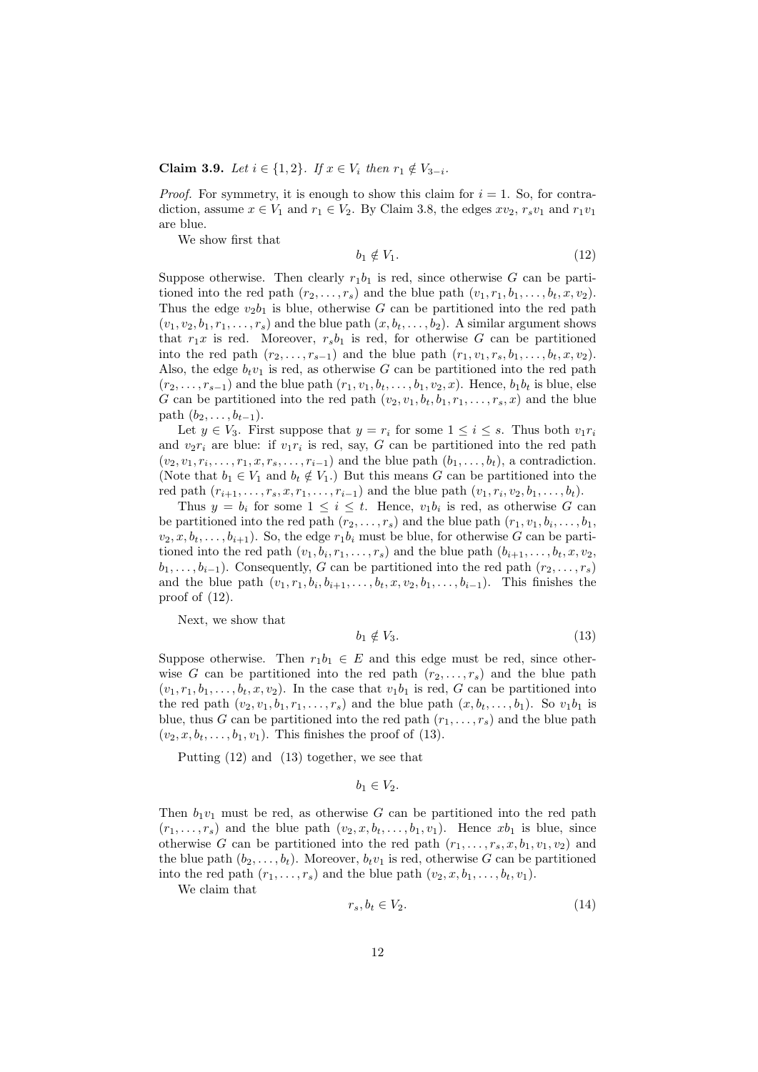**Claim 3.9.** *Let $i \in \{1, 2\}$. If $x \in V_i$ then $r_1 \notin V_{3-i}$.*

*Proof.* For symmetry, it is enough to show this claim for $i = 1$. So, for contradiction, assume $x \in V_1$ and $r_1 \in V_2$. By Claim 3.8, the edges $xv_2$, $r_sv_1$ and $r_1v_1$ are blue.

We show first that

$$b_1 \notin V_1. \tag{12}$$

Suppose otherwise. Then clearly $r_1b_1$ is red, since otherwise $G$ can be partitioned into the red path $(r_2, \ldots, r_s)$ and the blue path $(v_1, r_1, b_1, \ldots, b_t, x, v_2)$. Thus the edge $v_2b_1$ is blue, otherwise $G$ can be partitioned into the red path $(v_1, v_2, b_1, r_1, \ldots, r_s)$ and the blue path $(x, b_t, \ldots, b_2)$. A similar argument shows that $r_1x$ is red. Moreover, $r_sb_1$ is red, for otherwise $G$ can be partitioned into the red path $(r_2, \ldots, r_{s-1})$ and the blue path $(r_1, v_1, r_s, b_1, \ldots, b_t, x, v_2)$. Also, the edge $b_tv_1$ is red, as otherwise $G$ can be partitioned into the red path $(r_2, \ldots, r_{s-1})$ and the blue path $(r_1, v_1, b_t, \ldots, b_1, v_2, x)$. Hence, $b_1b_t$ is blue, else $G$ can be partitioned into the red path $(v_2, v_1, b_t, b_1, r_1, \ldots, r_s, x)$ and the blue path $(b_2, \ldots, b_{t-1})$.

Let $y \in V_3$. First suppose that $y = r_i$ for some $1 \leq i \leq s$. Thus both $v_1r_i$ and $v_2r_i$ are blue: if $v_1r_i$ is red, say, $G$ can be partitioned into the red path $(v_2, v_1, r_i, \ldots, r_1, x, r_s, \ldots, r_{i-1})$ and the blue path $(b_1, \ldots, b_t)$, a contradiction. (Note that $b_1 \in V_1$ and $b_t \notin V_1$.) But this means $G$ can be partitioned into the red path $(r_{i+1}, \ldots, r_s, x, r_1, \ldots, r_{i-1})$ and the blue path $(v_1, r_i, v_2, b_1, \ldots, b_t)$.

Thus $y = b_i$ for some $1 \leq i \leq t$. Hence, $v_1b_i$ is red, as otherwise $G$ can be partitioned into the red path $(r_2, \ldots, r_s)$ and the blue path $(r_1, v_1, b_i, \ldots, b_1, v_2, x, b_t, \ldots, b_{i+1})$. So, the edge $r_1b_i$ must be blue, for otherwise $G$ can be partitioned into the red path $(v_1, b_i, r_1, \ldots, r_s)$ and the blue path $(b_{i+1}, \ldots, b_t, x, v_2, b_1, \ldots, b_{i-1})$. Consequently, $G$ can be partitioned into the red path $(r_2, \ldots, r_s)$ and the blue path $(v_1, r_1, b_i, b_{i+1}, \ldots, b_t, x, v_2, b_1, \ldots, b_{i-1})$. This finishes the proof of (12).

Next, we show that

$$b_1 \notin V_3. \tag{13}$$

Suppose otherwise. Then $r_1b_1 \in E$ and this edge must be red, since otherwise $G$ can be partitioned into the red path $(r_2, \ldots, r_s)$ and the blue path $(v_1, r_1, b_1, \ldots, b_t, x, v_2)$. In the case that $v_1b_1$ is red, $G$ can be partitioned into the red path $(v_2, v_1, b_1, r_1, \ldots, r_s)$ and the blue path $(x, b_t, \ldots, b_1)$. So $v_1b_1$ is blue, thus $G$ can be partitioned into the red path $(r_1, \ldots, r_s)$ and the blue path $(v_2, x, b_t, \ldots, b_1, v_1)$. This finishes the proof of (13).

Putting (12) and (13) together, we see that

$$b_1 \in V_2.$$

Then $b_1v_1$ must be red, as otherwise $G$ can be partitioned into the red path $(r_1, \ldots, r_s)$ and the blue path $(v_2, x, b_t, \ldots, b_1, v_1)$. Hence $xb_1$ is blue, since otherwise $G$ can be partitioned into the red path $(r_1, \ldots, r_s, x, b_1, v_1, v_2)$ and the blue path $(b_2, \ldots, b_t)$. Moreover, $b_tv_1$ is red, otherwise $G$ can be partitioned into the red path $(r_1, \ldots, r_s)$ and the blue path $(v_2, x, b_1, \ldots, b_t, v_1)$.

We claim that

$$r_s, b_t \in V_2. \tag{14}$$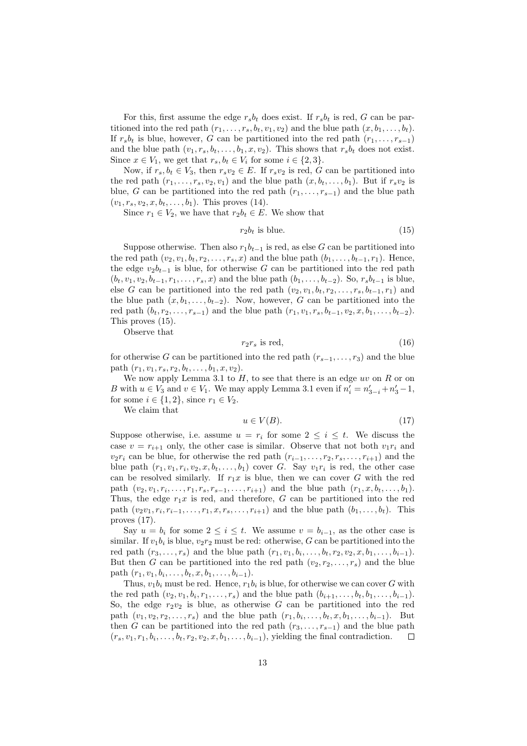For this, first assume the edge $r_s b_t$ does exist. If $r_s b_t$ is red, $G$ can be partitioned into the red path $(r_1, \ldots, r_s, b_t, v_1, v_2)$ and the blue path $(x, b_1, \ldots, b_t)$. If $r_s b_t$ is blue, however, $G$ can be partitioned into the red path $(r_1, \ldots, r_{s-1})$ and the blue path $(v_1, r_s, b_t, \ldots, b_1, x, v_2)$. This shows that $r_s b_t$ does not exist. Since $x \in V_1$, we get that $r_s, b_t \in V_i$ for some $i \in \{2, 3\}$.

Now, if $r_s, b_t \in V_3$, then $r_s v_2 \in E$. If $r_s v_2$ is red, $G$ can be partitioned into the red path $(r_1, \ldots, r_s, v_2, v_1)$ and the blue path $(x, b_t, \ldots, b_1)$. But if $r_s v_2$ is blue, $G$ can be partitioned into the red path $(r_1, \ldots, r_{s-1})$ and the blue path $(v_1, r_s, v_2, x, b_t, \ldots, b_1)$. This proves (14).

Since $r_1 \in V_2$, we have that $r_2 b_t \in E$. We show that

$$r_2 b_t \text{ is blue.} \tag{15}$$

Suppose otherwise. Then also $r_1 b_{t-1}$ is red, as else $G$ can be partitioned into the red path $(v_2, v_1, b_t, r_2, \ldots, r_s, x)$ and the blue path $(b_1, \ldots, b_{t-1}, r_1)$. Hence, the edge $v_2 b_{t-1}$ is blue, for otherwise $G$ can be partitioned into the red path $(b_t, v_1, v_2, b_{t-1}, r_1, \ldots, r_s, x)$ and the blue path $(b_1, \ldots, b_{t-2})$. So, $r_s b_{t-1}$ is blue, else $G$ can be partitioned into the red path $(v_2, v_1, b_t, r_2, \ldots, r_s, b_{t-1}, r_1)$ and the blue path $(x, b_1, \ldots, b_{t-2})$. Now, however, $G$ can be partitioned into the red path $(b_t, r_2, \ldots, r_{s-1})$ and the blue path $(r_1, v_1, r_s, b_{t-1}, v_2, x, b_1, \ldots, b_{t-2})$. This proves (15).

Observe that

$$r_2 r_s \text{ is red,} \tag{16}$$

for otherwise $G$ can be partitioned into the red path $(r_{s-1}, \ldots, r_3)$ and the blue path $(r_1, v_1, r_s, r_2, b_t, \ldots, b_1, x, v_2)$.

We now apply Lemma 3.1 to $H$, to see that there is an edge $uv$ on $R$ or on $B$ with $u \in V_3$ and $v \in V_1$. We may apply Lemma 3.1 even if $n'_i = n'_{3-i} + n'_3 - 1$, for some $i \in \{1, 2\}$, since $r_1 \in V_2$.

We claim that

$$u \in V(B). \tag{17}$$

Suppose otherwise, i.e. assume $u = r_i$ for some $2 \leq i \leq t$. We discuss the case $v = r_{i+1}$ only, the other case is similar. Observe that not both $v_1 r_i$ and $v_2 r_i$ can be blue, for otherwise the red path $(r_{i-1}, \ldots, r_2, r_s, \ldots, r_{i+1})$ and the blue path $(r_1, v_1, r_i, v_2, x, b_t, \ldots, b_1)$ cover $G$. Say $v_1 r_i$ is red, the other case can be resolved similarly. If $r_1 x$ is blue, then we can cover $G$ with the red path $(v_2, v_1, r_i, \ldots, r_1, r_s, r_{s-1}, \ldots, r_{i+1})$ and the blue path $(r_1, x, b_t, \ldots, b_1)$. Thus, the edge $r_1 x$ is red, and therefore, $G$ can be partitioned into the red path $(v_2 v_1, r_i, r_{i-1}, \ldots, r_1, x, r_s, \ldots, r_{i+1})$ and the blue path $(b_1, \ldots, b_t)$. This proves (17).

Say $u = b_i$ for some $2 \leq i \leq t$. We assume $v = b_{i-1}$, as the other case is similar. If $v_1 b_i$ is blue, $v_2 r_2$ must be red: otherwise, $G$ can be partitioned into the red path $(r_3, \ldots, r_s)$ and the blue path $(r_1, v_1, b_i, \ldots, b_t, r_2, v_2, x, b_1, \ldots, b_{i-1})$. But then $G$ can be partitioned into the red path $(v_2, r_2, \ldots, r_s)$ and the blue path $(r_1, v_1, b_i, \ldots, b_t, x, b_1, \ldots, b_{i-1})$.

Thus, $v_1 b_i$ must be red. Hence, $r_1 b_i$ is blue, for otherwise we can cover $G$ with the red path $(v_2, v_1, b_i, r_1, \ldots, r_s)$ and the blue path $(b_{i+1}, \ldots, b_t, b_1, \ldots, b_{i-1})$. So, the edge $r_2 v_2$ is blue, as otherwise $G$ can be partitioned into the red path $(v_1, v_2, r_2, \ldots, r_s)$ and the blue path $(r_1, b_i, \ldots, b_t, x, b_1, \ldots, b_{i-1})$. But then $G$ can be partitioned into the red path $(r_3, \ldots, r_{s-1})$ and the blue path $(r_s, v_1, r_1, b_i, \ldots, b_t, r_2, v_2, x, b_1, \ldots, b_{i-1})$, yielding the final contradiction. $\square$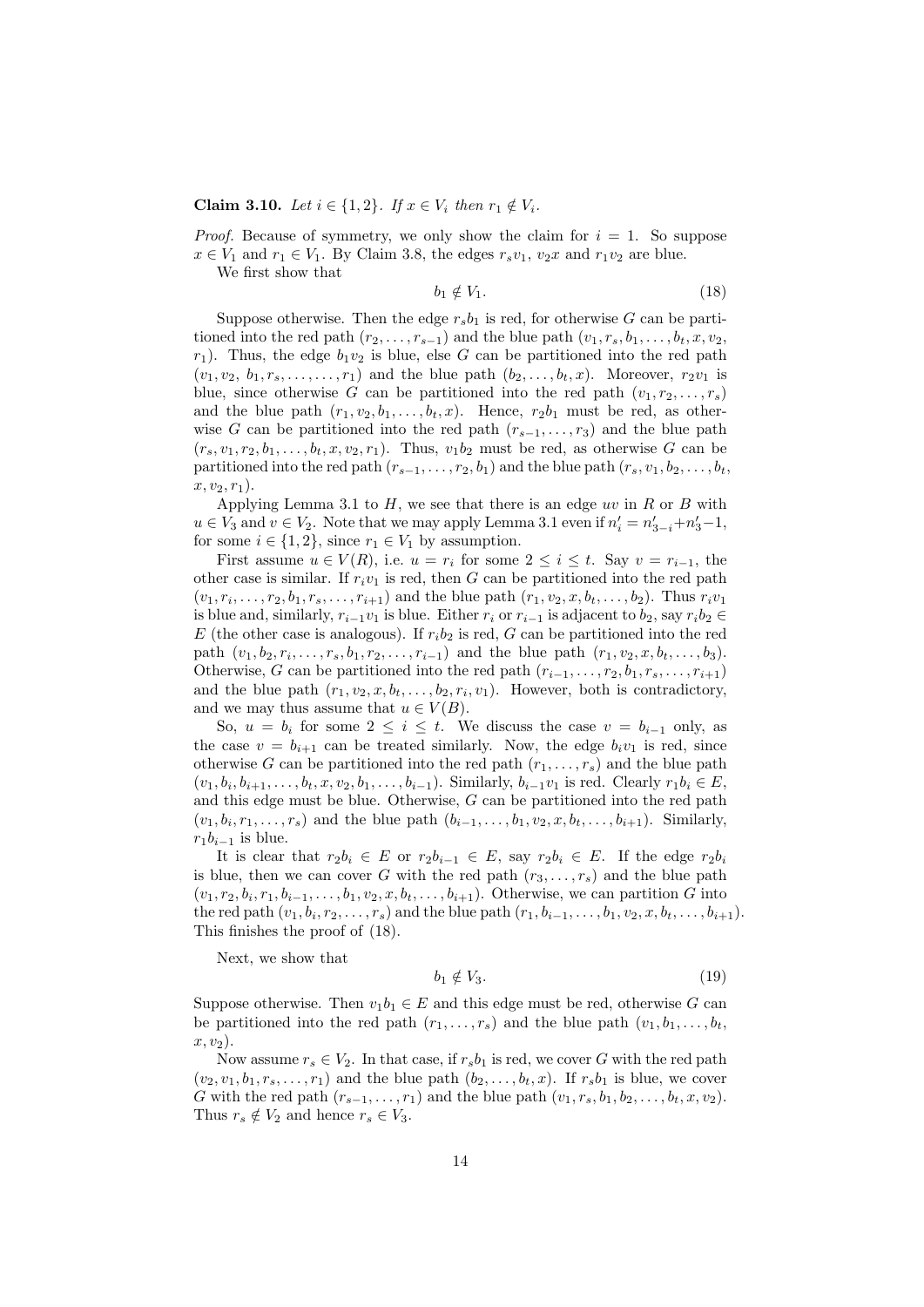**Claim 3.10.** *Let $i \in \{1,2\}$. If $x \in V_i$ then $r_1 \notin V_i$.*

*Proof.* Because of symmetry, we only show the claim for $i = 1$. So suppose $x \in V_1$ and $r_1 \in V_1$. By Claim 3.8, the edges $r_s v_1$, $v_2 x$ and $r_1 v_2$ are blue.

We first show that

$$b_1 \notin V_1. \tag{18}$$

Suppose otherwise. Then the edge $r_s b_1$ is red, for otherwise $G$ can be partitioned into the red path $(r_2, \ldots, r_{s-1})$ and the blue path $(v_1, r_s, b_1, \ldots, b_t, x, v_2, r_1)$. Thus, the edge $b_1 v_2$ is blue, else $G$ can be partitioned into the red path $(v_1, v_2, b_1, r_s, \ldots, \ldots, r_1)$ and the blue path $(b_2, \ldots, b_t, x)$. Moreover, $r_2 v_1$ is blue, since otherwise $G$ can be partitioned into the red path $(v_1, r_2, \ldots, r_s)$ and the blue path $(r_1, v_2, b_1, \ldots, b_t, x)$. Hence, $r_2 b_1$ must be red, as otherwise $G$ can be partitioned into the red path $(r_{s-1}, \ldots, r_3)$ and the blue path $(r_s, v_1, r_2, b_1, \ldots, b_t, x, v_2, r_1)$. Thus, $v_1 b_2$ must be red, as otherwise $G$ can be partitioned into the red path $(r_{s-1}, \ldots, r_2, b_1)$ and the blue path $(r_s, v_1, b_2, \ldots, b_t, x, v_2, r_1)$.

Applying Lemma 3.1 to $H$, we see that there is an edge $uv$ in $R$ or $B$ with $u \in V_3$ and $v \in V_2$. Note that we may apply Lemma 3.1 even if $n'_i = n'_{3-i} + n'_3 - 1$, for some $i \in \{1,2\}$, since $r_1 \in V_1$ by assumption.

First assume $u \in V(R)$, i.e. $u = r_i$ for some $2 \leq i \leq t$. Say $v = r_{i-1}$, the other case is similar. If $r_i v_1$ is red, then $G$ can be partitioned into the red path $(v_1, r_i, \ldots, r_2, b_1, r_s, \ldots, r_{i+1})$ and the blue path $(r_1, v_2, x, b_t, \ldots, b_2)$. Thus $r_i v_1$ is blue and, similarly, $r_{i-1} v_1$ is blue. Either $r_i$ or $r_{i-1}$ is adjacent to $b_2$, say $r_i b_2 \in E$ (the other case is analogous). If $r_i b_2$ is red, $G$ can be partitioned into the red path $(v_1, b_2, r_i, \ldots, r_s, b_1, r_2, \ldots, r_{i-1})$ and the blue path $(r_1, v_2, x, b_t, \ldots, b_3)$. Otherwise, $G$ can be partitioned into the red path $(r_{i-1}, \ldots, r_2, b_1, r_s, \ldots, r_{i+1})$ and the blue path $(r_1, v_2, x, b_t, \ldots, b_2, r_i, v_1)$. However, both is contradictory, and we may thus assume that $u \in V(B)$.

So, $u = b_i$ for some $2 \leq i \leq t$. We discuss the case $v = b_{i-1}$ only, as the case $v = b_{i+1}$ can be treated similarly. Now, the edge $b_i v_1$ is red, since otherwise $G$ can be partitioned into the red path $(r_1, \ldots, r_s)$ and the blue path $(v_1, b_i, b_{i+1}, \ldots, b_t, x, v_2, b_1, \ldots, b_{i-1})$. Similarly, $b_{i-1} v_1$ is red. Clearly $r_1 b_i \in E$, and this edge must be blue. Otherwise, $G$ can be partitioned into the red path $(v_1, b_i, r_1, \ldots, r_s)$ and the blue path $(b_{i-1}, \ldots, b_1, v_2, x, b_t, \ldots, b_{i+1})$. Similarly, $r_1 b_{i-1}$ is blue.

It is clear that $r_2 b_i \in E$ or $r_2 b_{i-1} \in E$, say $r_2 b_i \in E$. If the edge $r_2 b_i$ is blue, then we can cover $G$ with the red path $(r_3, \ldots, r_s)$ and the blue path $(v_1, r_2, b_i, r_1, b_{i-1}, \ldots, b_1, v_2, x, b_t, \ldots, b_{i+1})$. Otherwise, we can partition $G$ into the red path $(v_1, b_i, r_2, \ldots, r_s)$ and the blue path $(r_1, b_{i-1}, \ldots, b_1, v_2, x, b_t, \ldots, b_{i+1})$. This finishes the proof of (18).

Next, we show that

$$b_1 \notin V_3. \tag{19}$$

Suppose otherwise. Then $v_1 b_1 \in E$ and this edge must be red, otherwise $G$ can be partitioned into the red path $(r_1, \ldots, r_s)$ and the blue path $(v_1, b_1, \ldots, b_t, x, v_2)$.

Now assume $r_s \in V_2$. In that case, if $r_s b_1$ is red, we cover $G$ with the red path $(v_2, v_1, b_1, r_s, \ldots, r_1)$ and the blue path $(b_2, \ldots, b_t, x)$. If $r_s b_1$ is blue, we cover $G$ with the red path $(r_{s-1}, \ldots, r_1)$ and the blue path $(v_1, r_s, b_1, b_2, \ldots, b_t, x, v_2)$. Thus $r_s \notin V_2$ and hence $r_s \in V_3$.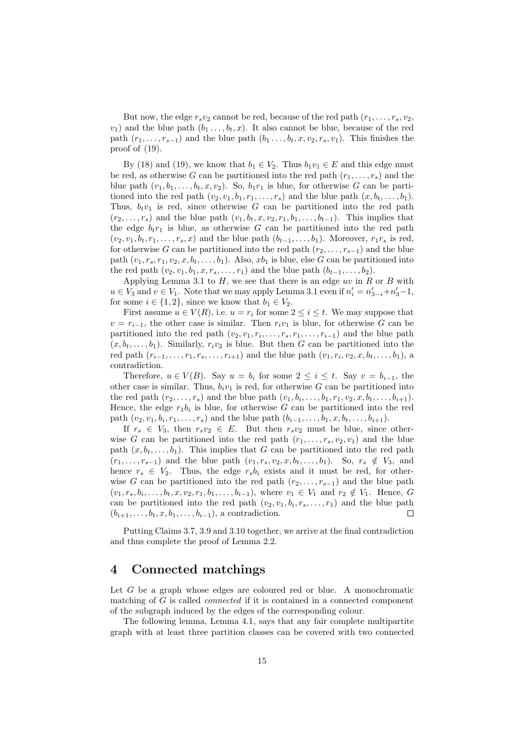But now, the edge $r_s v_2$ cannot be red, because of the red path $(r_1, \ldots, r_s, v_2, v_1)$ and the blue path $(b_1 \ldots, b_t, x)$. It also cannot be blue, because of the red path $(r_1, \ldots, r_{s-1})$ and the blue path $(b_1 \ldots, b_t, x, v_2, r_s, v_1)$. This finishes the proof of (19).

By (18) and (19), we know that $b_1 \in V_2$. Thus $b_1 v_1 \in E$ and this edge must be red, as otherwise $G$ can be partitioned into the red path $(r_1, \ldots, r_s)$ and the blue path $(v_1, b_1, \ldots, b_t, x, v_2)$. So, $b_1 r_1$ is blue, for otherwise $G$ can be partitioned into the red path $(v_2, v_1, b_1, r_1, \ldots, r_s)$ and the blue path $(x, b_t, \ldots, b_1)$. Thus, $b_t v_1$ is red, since otherwise $G$ can be partitioned into the red path $(r_2, \ldots, r_s)$ and the blue path $(v_1, b_t, x, v_2, r_1, b_1, \ldots, b_{t-1})$. This implies that the edge $b_t r_1$ is blue, as otherwise $G$ can be partitioned into the red path $(v_2, v_1, b_t, r_1, \ldots, r_s, x)$ and the blue path $(b_{t-1}, \ldots, b_1)$. Moreover, $r_1 r_s$ is red, for otherwise $G$ can be partitioned into the red path $(r_2, \ldots, r_{s-1})$ and the blue path $(v_1, r_s, r_1, v_2, x, b_t, \ldots, b_1)$. Also, $x b_1$ is blue, else $G$ can be partitioned into the red path $(v_2, v_1, b_1, x, r_s, \ldots, r_1)$ and the blue path $(b_{t-1}, \ldots, b_2)$.

Applying Lemma 3.1 to $H$, we see that there is an edge $uv$ in $R$ or $B$ with $u \in V_3$ and $v \in V_1$. Note that we may apply Lemma 3.1 even if $n'_i = n'_{3-i} + n'_3 - 1$, for some $i \in \{1, 2\}$, since we know that $b_1 \in V_2$.

First assume $u \in V(R)$, i.e. $u = r_i$ for some $2 \leq i \leq t$. We may suppose that $v = r_{i-1}$, the other case is similar. Then $r_i v_1$ is blue, for otherwise $G$ can be partitioned into the red path $(v_2, v_1, r_i, \ldots, r_s, r_1, \ldots, r_{i-1})$ and the blue path $(x, b_t, \ldots, b_1)$. Similarly, $r_i v_2$ is blue. But then $G$ can be partitioned into the red path $(r_{i-1}, \ldots, r_1, r_s, \ldots, r_{i+1})$ and the blue path $(v_1, r_i, v_2, x, b_t, \ldots, b_1)$, a contradiction.

Therefore, $u \in V(B)$. Say $u = b_i$ for some $2 \leq i \leq t$. Say $v = b_{i-1}$, the other case is similar. Thus, $b_i v_1$ is red, for otherwise $G$ can be partitioned into the red path $(r_2, \ldots, r_s)$ and the blue path $(v_1, b_i, \ldots, b_1, r_1, v_2, x, b_t, \ldots, b_{i+1})$. Hence, the edge $r_1 b_i$ is blue, for otherwise $G$ can be partitioned into the red path $(v_2, v_1, b_i, r_1, \ldots, r_s)$ and the blue path $(b_{i-1}, \ldots, b_1, x, b_t, \ldots, b_{i+1})$.

If $r_s \in V_3$, then $r_s v_2 \in E$. But then $r_s v_2$ must be blue, since otherwise $G$ can be partitioned into the red path $(r_1, \ldots, r_s, v_2, v_1)$ and the blue path $(x, b_t, \ldots, b_1)$. This implies that $G$ can be partitioned into the red path $(r_1, \ldots, r_{s-1})$ and the blue path $(v_1, r_s, v_2, x, b_t, \ldots, b_1)$. So, $r_s \notin V_3$, and hence $r_s \in V_2$. Thus, the edge $r_s b_i$ exists and it must be red, for otherwise $G$ can be partitioned into the red path $(r_2, \ldots, r_{s-1})$ and the blue path $(v_1, r_s, b_i, \ldots, b_t, x, v_2, r_1, b_1, \ldots, b_{i-1})$, where $v_1 \in V_1$ and $r_2 \notin V_1$. Hence, $G$ can be partitioned into the red path $(v_2, v_1, b_i, r_s, \ldots, r_1)$ and the blue path $(b_{i+1}, \ldots, b_t, x, b_1, \ldots, b_{i-1})$, a contradiction. □

Putting Claims 3.7, 3.9 and 3.10 together, we arrive at the final contradiction and thus complete the proof of Lemma 2.2.

# 4 Connected matchings

Let $G$ be a graph whose edges are coloured red or blue. A monochromatic matching of $G$ is called *connected* if it is contained in a connected component of the subgraph induced by the edges of the corresponding colour.

The following lemma, Lemma 4.1, says that any fair complete multipartite graph with at least three partition classes can be covered with two connected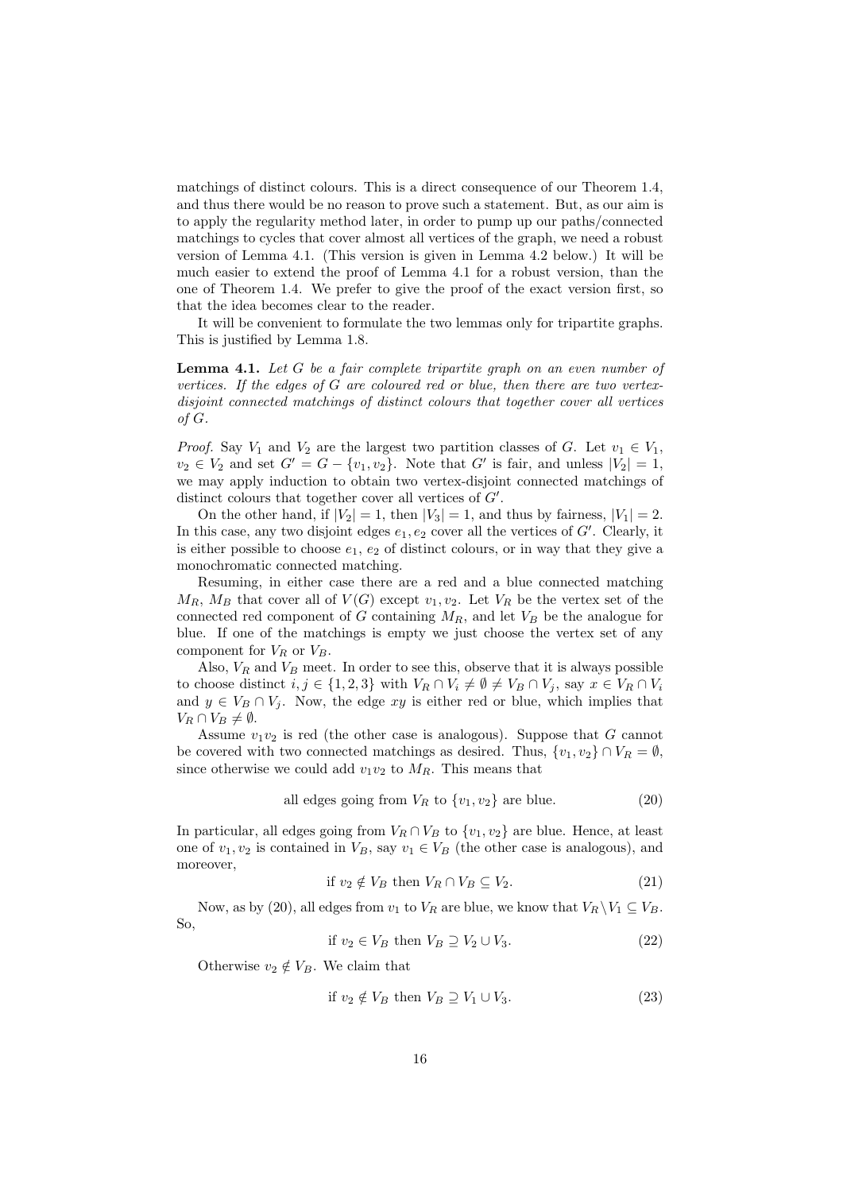matchings of distinct colours. This is a direct consequence of our Theorem 1.4, and thus there would be no reason to prove such a statement. But, as our aim is to apply the regularity method later, in order to pump up our paths/connected matchings to cycles that cover almost all vertices of the graph, we need a robust version of Lemma 4.1. (This version is given in Lemma 4.2 below.) It will be much easier to extend the proof of Lemma 4.1 for a robust version, than the one of Theorem 1.4. We prefer to give the proof of the exact version first, so that the idea becomes clear to the reader.

It will be convenient to formulate the two lemmas only for tripartite graphs. This is justified by Lemma 1.8.

**Lemma 4.1.** *Let $G$ be a fair complete tripartite graph on an even number of vertices. If the edges of $G$ are coloured red or blue, then there are two vertex-disjoint connected matchings of distinct colours that together cover all vertices of $G$.*

*Proof.* Say $V_1$ and $V_2$ are the largest two partition classes of $G$. Let $v_1 \in V_1$, $v_2 \in V_2$ and set $G' = G - \{v_1, v_2\}$. Note that $G'$ is fair, and unless $|V_2| = 1$, we may apply induction to obtain two vertex-disjoint connected matchings of distinct colours that together cover all vertices of $G'$.

On the other hand, if $|V_2| = 1$, then $|V_3| = 1$, and thus by fairness, $|V_1| = 2$. In this case, any two disjoint edges $e_1, e_2$ cover all the vertices of $G'$. Clearly, it is either possible to choose $e_1$, $e_2$ of distinct colours, or in way that they give a monochromatic connected matching.

Resuming, in either case there are a red and a blue connected matching $M_R$, $M_B$ that cover all of $V(G)$ except $v_1, v_2$. Let $V_R$ be the vertex set of the connected red component of $G$ containing $M_R$, and let $V_B$ be the analogue for blue. If one of the matchings is empty we just choose the vertex set of any component for $V_R$ or $V_B$.

Also, $V_R$ and $V_B$ meet. In order to see this, observe that it is always possible to choose distinct $i, j \in \{1, 2, 3\}$ with $V_R \cap V_i \neq \emptyset \neq V_B \cap V_j$, say $x \in V_R \cap V_i$ and $y \in V_B \cap V_j$. Now, the edge $xy$ is either red or blue, which implies that $V_R \cap V_B \neq \emptyset$.

Assume $v_1v_2$ is red (the other case is analogous). Suppose that $G$ cannot be covered with two connected matchings as desired. Thus, $\{v_1, v_2\} \cap V_R = \emptyset$, since otherwise we could add $v_1v_2$ to $M_R$. This means that

$$\text{all edges going from } V_R \text{ to } \{v_1, v_2\} \text{ are blue.} \tag{20}$$

In particular, all edges going from $V_R \cap V_B$ to $\{v_1, v_2\}$ are blue. Hence, at least one of $v_1, v_2$ is contained in $V_B$, say $v_1 \in V_B$ (the other case is analogous), and moreover,

$$\text{if } v_2 \notin V_B \text{ then } V_R \cap V_B \subseteq V_2. \tag{21}$$

Now, as by (20), all edges from $v_1$ to $V_R$ are blue, we know that $V_R \setminus V_1 \subseteq V_B$. So,

$$\text{if } v_2 \in V_B \text{ then } V_B \supseteq V_2 \cup V_3. \tag{22}$$

Otherwise $v_2 \notin V_B$. We claim that

$$\text{if } v_2 \notin V_B \text{ then } V_B \supseteq V_1 \cup V_3. \tag{23}$$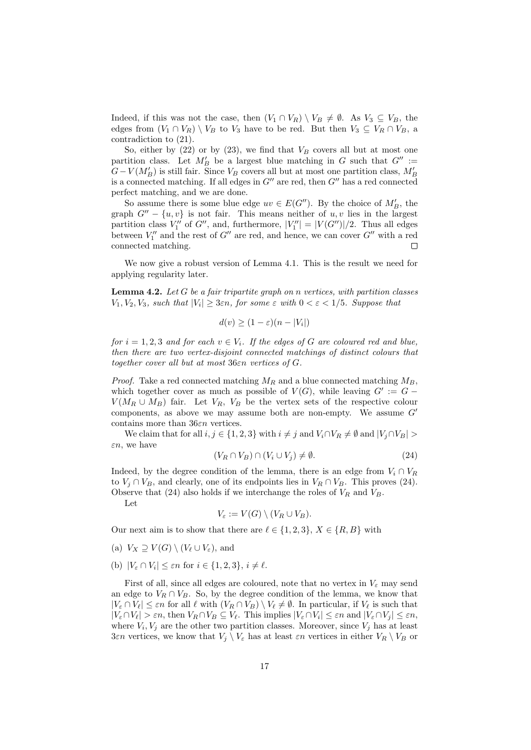Indeed, if this was not the case, then $(V_1 \cap V_R) \setminus V_B \neq \emptyset$. As $V_3 \subseteq V_B$, the edges from $(V_1 \cap V_R) \setminus V_B$ to $V_3$ have to be red. But then $V_3 \subseteq V_R \cap V_B$, a contradiction to (21).

So, either by (22) or by (23), we find that $V_B$ covers all but at most one partition class. Let $M'_B$ be a largest blue matching in $G$ such that $G'' := G - V(M'_B)$ is still fair. Since $V_B$ covers all but at most one partition class, $M'_B$ is a connected matching. If all edges in $G''$ are red, then $G''$ has a red connected perfect matching, and we are done.

So assume there is some blue edge $uv \in E(G'')$. By the choice of $M'_B$, the graph $G'' - \{u, v\}$ is not fair. This means neither of $u, v$ lies in the largest partition class $V''_1$ of $G''$, and, furthermore, $|V''_1| = |V(G'')|/2$. Thus all edges between $V''_1$ and the rest of $G''$ are red, and hence, we can cover $G''$ with a red connected matching. □

We now give a robust version of Lemma 4.1. This is the result we need for applying regularity later.

**Lemma 4.2.** *Let $G$ be a fair tripartite graph on $n$ vertices, with partition classes $V_1, V_2, V_3$, such that $|V_i| \geq 3\varepsilon n$, for some $\varepsilon$ with $0 < \varepsilon < 1/5$. Suppose that*

$$d(v) \geq (1 - \varepsilon)(n - |V_i|)$$

*for $i = 1, 2, 3$ and for each $v \in V_i$. If the edges of $G$ are coloured red and blue, then there are two vertex-disjoint connected matchings of distinct colours that together cover all but at most $36\varepsilon n$ vertices of $G$.*

*Proof.* Take a red connected matching $M_R$ and a blue connected matching $M_B$, which together cover as much as possible of $V(G)$, while leaving $G' := G - V(M_R \cup M_B)$ fair. Let $V_R$, $V_B$ be the vertex sets of the respective colour components, as above we may assume both are non-empty. We assume $G'$ contains more than $36\varepsilon n$ vertices.

We claim that for all $i, j \in \{1, 2, 3\}$ with $i \neq j$ and $V_i \cap V_R \neq \emptyset$ and $|V_j \cap V_B| > \varepsilon n$, we have

$$(V_R \cap V_B) \cap (V_i \cup V_j) \neq \emptyset. \tag{24}$$

Indeed, by the degree condition of the lemma, there is an edge from $V_i \cap V_R$ to $V_j \cap V_B$, and clearly, one of its endpoints lies in $V_R \cap V_B$. This proves (24). Observe that (24) also holds if we interchange the roles of $V_R$ and $V_B$.

Let

$$V_\varepsilon := V(G) \setminus (V_R \cup V_B).$$

Our next aim is to show that there are $\ell \in \{1, 2, 3\}$, $X \in \{R, B\}$ with

(a) $V_X \supseteq V(G) \setminus (V_\ell \cup V_\varepsilon)$, and

(b) $|V_\varepsilon \cap V_i| \leq \varepsilon n$ for $i \in \{1, 2, 3\}$, $i \neq \ell$.

First of all, since all edges are coloured, note that no vertex in $V_\varepsilon$ may send an edge to $V_R \cap V_B$. So, by the degree condition of the lemma, we know that $|V_\varepsilon \cap V_\ell| \leq \varepsilon n$ for all $\ell$ with $(V_R \cap V_B) \setminus V_\ell \neq \emptyset$. In particular, if $V_\ell$ is such that $|V_\varepsilon \cap V_\ell| > \varepsilon n$, then $V_R \cap V_B \subseteq V_\ell$. This implies $|V_\varepsilon \cap V_i| \leq \varepsilon n$ and $|V_\varepsilon \cap V_j| \leq \varepsilon n$, where $V_i, V_j$ are the other two partition classes. Moreover, since $V_j$ has at least $3\varepsilon n$ vertices, we know that $V_j \setminus V_\varepsilon$ has at least $\varepsilon n$ vertices in either $V_R \setminus V_B$ or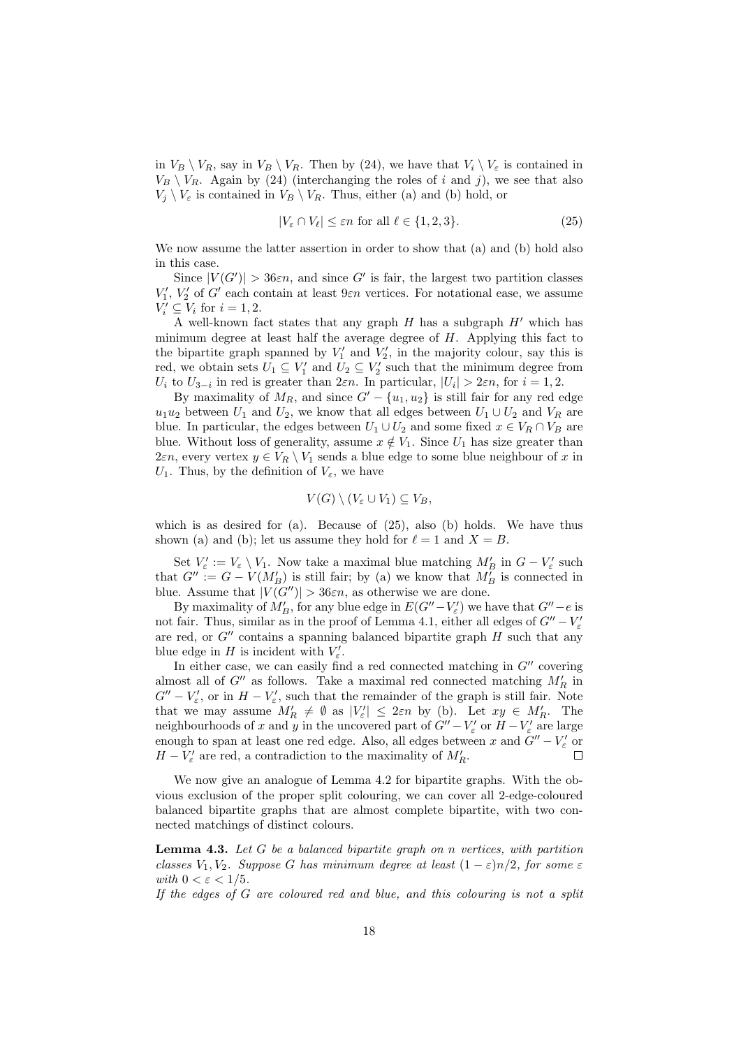in $V_B \setminus V_R$, say in $V_B \setminus V_R$. Then by (24), we have that $V_i \setminus V_\varepsilon$ is contained in $V_B \setminus V_R$. Again by (24) (interchanging the roles of $i$ and $j$), we see that also $V_j \setminus V_\varepsilon$ is contained in $V_B \setminus V_R$. Thus, either (a) and (b) hold, or

$$|V_\varepsilon \cap V_\ell| \leq \varepsilon n \text{ for all } \ell \in \{1, 2, 3\}. \tag{25}$$

We now assume the latter assertion in order to show that (a) and (b) hold also in this case.

Since $|V(G')| > 36\varepsilon n$, and since $G'$ is fair, the largest two partition classes $V_1'$, $V_2'$ of $G'$ each contain at least $9\varepsilon n$ vertices. For notational ease, we assume $V_i' \subseteq V_i$ for $i = 1, 2$.

A well-known fact states that any graph $H$ has a subgraph $H'$ which has minimum degree at least half the average degree of $H$. Applying this fact to the bipartite graph spanned by $V_1'$ and $V_2'$, in the majority colour, say this is red, we obtain sets $U_1 \subseteq V_1'$ and $U_2 \subseteq V_2'$ such that the minimum degree from $U_i$ to $U_{3-i}$ in red is greater than $2\varepsilon n$. In particular, $|U_i| > 2\varepsilon n$, for $i = 1, 2$.

By maximality of $M_R$, and since $G' - \{u_1, u_2\}$ is still fair for any red edge $u_1 u_2$ between $U_1$ and $U_2$, we know that all edges between $U_1 \cup U_2$ and $V_R$ are blue. In particular, the edges between $U_1 \cup U_2$ and some fixed $x \in V_R \cap V_B$ are blue. Without loss of generality, assume $x \notin V_1$. Since $U_1$ has size greater than $2\varepsilon n$, every vertex $y \in V_R \setminus V_1$ sends a blue edge to some blue neighbour of $x$ in $U_1$. Thus, by the definition of $V_\varepsilon$, we have

$$V(G) \setminus (V_\varepsilon \cup V_1) \subseteq V_B,$$

which is as desired for (a). Because of (25), also (b) holds. We have thus shown (a) and (b); let us assume they hold for $\ell = 1$ and $X = B$.

Set $V_\varepsilon' := V_\varepsilon \setminus V_1$. Now take a maximal blue matching $M_B'$ in $G - V_\varepsilon'$ such that $G'' := G - V(M_B')$ is still fair; by (a) we know that $M_B'$ is connected in blue. Assume that $|V(G'')| > 36\varepsilon n$, as otherwise we are done.

By maximality of $M_B'$, for any blue edge in $E(G'' - V_\varepsilon')$ we have that $G'' - e$ is not fair. Thus, similar as in the proof of Lemma 4.1, either all edges of $G'' - V_\varepsilon'$ are red, or $G''$ contains a spanning balanced bipartite graph $H$ such that any blue edge in $H$ is incident with $V_\varepsilon'$.

In either case, we can easily find a red connected matching in $G''$ covering almost all of $G''$ as follows. Take a maximal red connected matching $M_R'$ in $G'' - V_\varepsilon'$, or in $H - V_\varepsilon'$, such that the remainder of the graph is still fair. Note that we may assume $M_R' \neq \emptyset$ as $|V_\varepsilon'| \leq 2\varepsilon n$ by (b). Let $xy \in M_R'$. The neighbourhoods of $x$ and $y$ in the uncovered part of $G'' - V_\varepsilon'$ or $H - V_\varepsilon'$ are large enough to span at least one red edge. Also, all edges between $x$ and $G'' - V_\varepsilon'$ or $H - V_\varepsilon'$ are red, a contradiction to the maximality of $M_R'$. $\square$

We now give an analogue of Lemma 4.2 for bipartite graphs. With the obvious exclusion of the proper split colouring, we can cover all 2-edge-coloured balanced bipartite graphs that are almost complete bipartite, with two connected matchings of distinct colours.

**Lemma 4.3.** *Let $G$ be a balanced bipartite graph on $n$ vertices, with partition classes $V_1, V_2$. Suppose $G$ has minimum degree at least $(1 - \varepsilon)n/2$, for some $\varepsilon$ with $0 < \varepsilon < 1/5$.*

*If the edges of $G$ are coloured red and blue, and this colouring is not a split*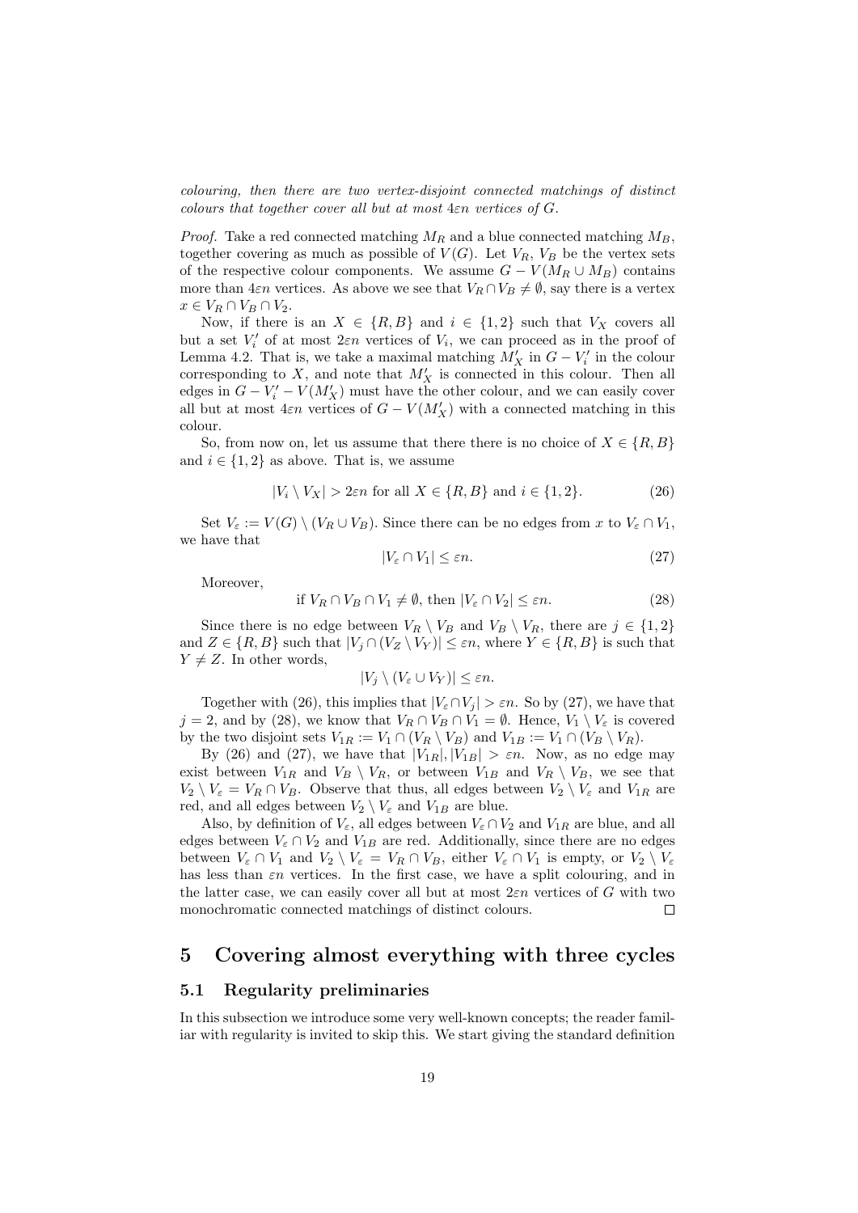*colouring, then there are two vertex-disjoint connected matchings of distinct colours that together cover all but at most $4\varepsilon n$ vertices of $G$.*

*Proof.* Take a red connected matching $M_R$ and a blue connected matching $M_B$, together covering as much as possible of $V(G)$. Let $V_R$, $V_B$ be the vertex sets of the respective colour components. We assume $G - V(M_R \cup M_B)$ contains more than $4\varepsilon n$ vertices. As above we see that $V_R \cap V_B \neq \emptyset$, say there is a vertex $x \in V_R \cap V_B \cap V_2$.

Now, if there is an $X \in \{R, B\}$ and $i \in \{1, 2\}$ such that $V_X$ covers all but a set $V_i'$ of at most $2\varepsilon n$ vertices of $V_i$, we can proceed as in the proof of Lemma 4.2. That is, we take a maximal matching $M_X'$ in $G - V_i'$ in the colour corresponding to $X$, and note that $M_X'$ is connected in this colour. Then all edges in $G - V_i' - V(M_X')$ must have the other colour, and we can easily cover all but at most $4\varepsilon n$ vertices of $G - V(M_X')$ with a connected matching in this colour.

So, from now on, let us assume that there there is no choice of $X \in \{R, B\}$ and $i \in \{1, 2\}$ as above. That is, we assume

$$|V_i \setminus V_X| > 2\varepsilon n \text{ for all } X \in \{R, B\} \text{ and } i \in \{1, 2\}. \tag{26}$$

Set $V_\varepsilon := V(G) \setminus (V_R \cup V_B)$. Since there can be no edges from $x$ to $V_\varepsilon \cap V_1$, we have that

$$|V_\varepsilon \cap V_1| \leq \varepsilon n. \tag{27}$$

Moreover,

$$\text{if } V_R \cap V_B \cap V_1 \neq \emptyset, \text{ then } |V_\varepsilon \cap V_2| \leq \varepsilon n. \tag{28}$$

Since there is no edge between $V_R \setminus V_B$ and $V_B \setminus V_R$, there are $j \in \{1, 2\}$ and $Z \in \{R, B\}$ such that $|V_j \cap (V_Z \setminus V_Y)| \leq \varepsilon n$, where $Y \in \{R, B\}$ is such that $Y \neq Z$. In other words,

$$|V_j \setminus (V_\varepsilon \cup V_Y)| \leq \varepsilon n.$$

Together with (26), this implies that $|V_\varepsilon \cap V_j| > \varepsilon n$. So by (27), we have that $j = 2$, and by (28), we know that $V_R \cap V_B \cap V_1 = \emptyset$. Hence, $V_1 \setminus V_\varepsilon$ is covered by the two disjoint sets $V_{1R} := V_1 \cap (V_R \setminus V_B)$ and $V_{1B} := V_1 \cap (V_B \setminus V_R)$.

By (26) and (27), we have that $|V_{1R}|, |V_{1B}| > \varepsilon n$. Now, as no edge may exist between $V_{1R}$ and $V_B \setminus V_R$, or between $V_{1B}$ and $V_R \setminus V_B$, we see that $V_2 \setminus V_\varepsilon = V_R \cap V_B$. Observe that thus, all edges between $V_2 \setminus V_\varepsilon$ and $V_{1R}$ are red, and all edges between $V_2 \setminus V_\varepsilon$ and $V_{1B}$ are blue.

Also, by definition of $V_\varepsilon$, all edges between $V_\varepsilon \cap V_2$ and $V_{1R}$ are blue, and all edges between $V_\varepsilon \cap V_2$ and $V_{1B}$ are red. Additionally, since there are no edges between $V_\varepsilon \cap V_1$ and $V_2 \setminus V_\varepsilon = V_R \cap V_B$, either $V_\varepsilon \cap V_1$ is empty, or $V_2 \setminus V_\varepsilon$ has less than $\varepsilon n$ vertices. In the first case, we have a split colouring, and in the latter case, we can easily cover all but at most $2\varepsilon n$ vertices of $G$ with two monochromatic connected matchings of distinct colours. $\square$

## 5 Covering almost everything with three cycles

### 5.1 Regularity preliminaries

In this subsection we introduce some very well-known concepts; the reader familiar with regularity is invited to skip this. We start giving the standard definition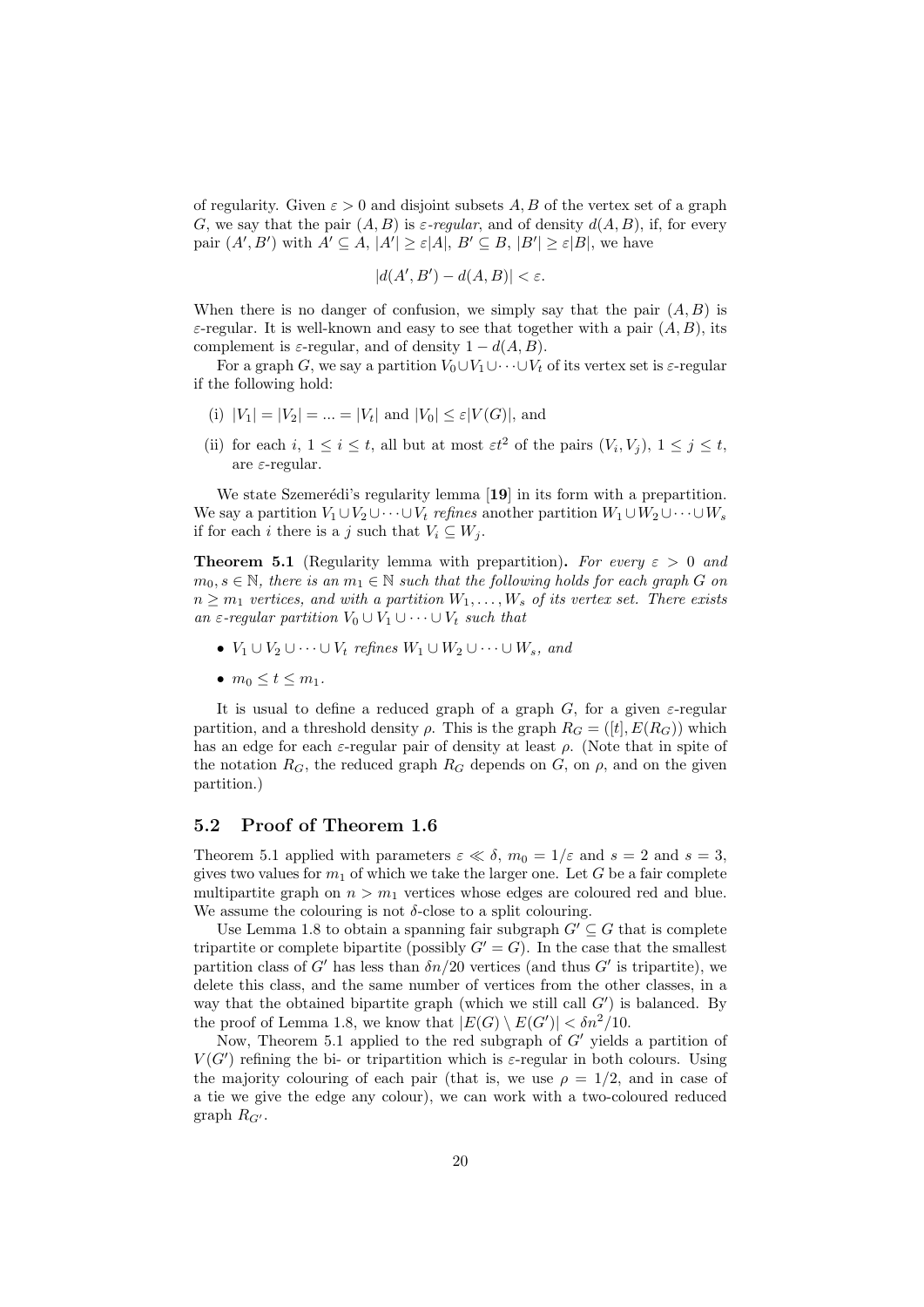of regularity. Given $\varepsilon > 0$ and disjoint subsets $A, B$ of the vertex set of a graph $G$, we say that the pair $(A, B)$ is *$\varepsilon$-regular*, and of density $d(A, B)$, if, for every pair $(A', B')$ with $A' \subseteq A$, $|A'| \geq \varepsilon|A|$, $B' \subseteq B$, $|B'| \geq \varepsilon|B|$, we have

$$|d(A', B') - d(A, B)| < \varepsilon.$$

When there is no danger of confusion, we simply say that the pair $(A, B)$ is $\varepsilon$-regular. It is well-known and easy to see that together with a pair $(A, B)$, its complement is $\varepsilon$-regular, and of density $1 - d(A, B)$.

For a graph $G$, we say a partition $V_0 \cup V_1 \cup \cdots \cup V_t$ of its vertex set is $\varepsilon$-regular if the following hold:

(i) $|V_1| = |V_2| = ... = |V_t|$ and $|V_0| \leq \varepsilon|V(G)|$, and

(ii) for each $i$, $1 \leq i \leq t$, all but at most $\varepsilon t^2$ of the pairs $(V_i, V_j)$, $1 \leq j \leq t$, are $\varepsilon$-regular.

We state Szemerédi's regularity lemma [**19**] in its form with a prepartition. We say a partition $V_1 \cup V_2 \cup \cdots \cup V_t$ *refines* another partition $W_1 \cup W_2 \cup \cdots \cup W_s$ if for each $i$ there is a $j$ such that $V_i \subseteq W_j$.

**Theorem 5.1** (Regularity lemma with prepartition)**.** *For every $\varepsilon > 0$ and $m_0, s \in \mathbb{N}$, there is an $m_1 \in \mathbb{N}$ such that the following holds for each graph $G$ on $n \geq m_1$ vertices, and with a partition $W_1, \ldots, W_s$ of its vertex set. There exists an $\varepsilon$-regular partition $V_0 \cup V_1 \cup \cdots \cup V_t$ such that*

- *$V_1 \cup V_2 \cup \cdots \cup V_t$ refines $W_1 \cup W_2 \cup \cdots \cup W_s$, and*
- *$m_0 \leq t \leq m_1$.*

It is usual to define a reduced graph of a graph $G$, for a given $\varepsilon$-regular partition, and a threshold density $\rho$. This is the graph $R_G = ([t], E(R_G))$ which has an edge for each $\varepsilon$-regular pair of density at least $\rho$. (Note that in spite of the notation $R_G$, the reduced graph $R_G$ depends on $G$, on $\rho$, and on the given partition.)

## 5.2 Proof of Theorem 1.6

Theorem 5.1 applied with parameters $\varepsilon \ll \delta$, $m_0 = 1/\varepsilon$ and $s = 2$ and $s = 3$, gives two values for $m_1$ of which we take the larger one. Let $G$ be a fair complete multipartite graph on $n > m_1$ vertices whose edges are coloured red and blue. We assume the colouring is not $\delta$-close to a split colouring.

Use Lemma 1.8 to obtain a spanning fair subgraph $G' \subseteq G$ that is complete tripartite or complete bipartite (possibly $G' = G$). In the case that the smallest partition class of $G'$ has less than $\delta n/20$ vertices (and thus $G'$ is tripartite), we delete this class, and the same number of vertices from the other classes, in a way that the obtained bipartite graph (which we still call $G'$) is balanced. By the proof of Lemma 1.8, we know that $|E(G) \setminus E(G')| < \delta n^2/10$.

Now, Theorem 5.1 applied to the red subgraph of $G'$ yields a partition of $V(G')$ refining the bi- or tripartition which is $\varepsilon$-regular in both colours. Using the majority colouring of each pair (that is, we use $\rho = 1/2$, and in case of a tie we give the edge any colour), we can work with a two-coloured reduced graph $R_{G'}$.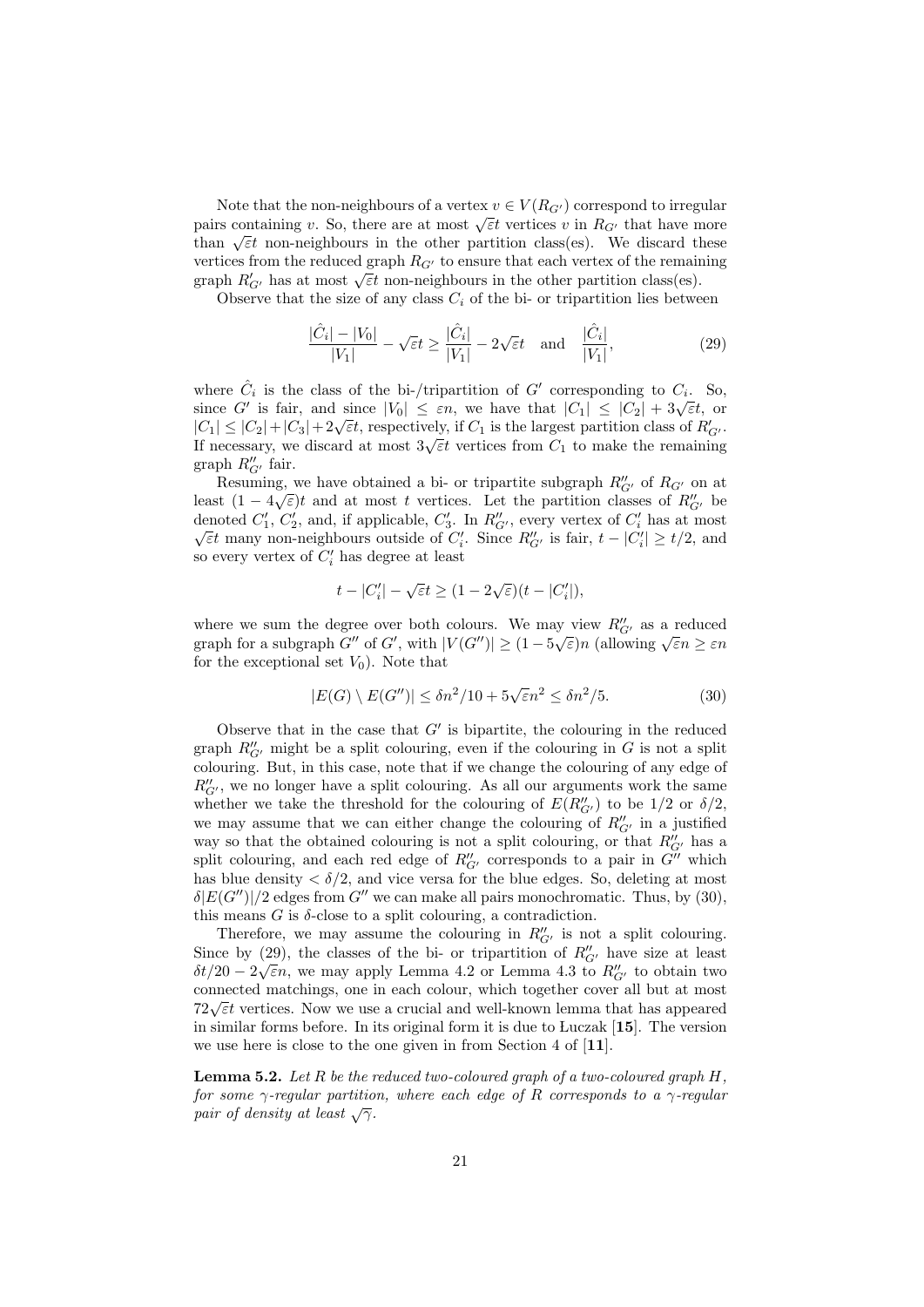Note that the non-neighbours of a vertex $v \in V(R_{G'})$ correspond to irregular pairs containing $v$. So, there are at most $\sqrt{\varepsilon}t$ vertices $v$ in $R_{G'}$ that have more than $\sqrt{\varepsilon}t$ non-neighbours in the other partition class(es). We discard these vertices from the reduced graph $R_{G'}$ to ensure that each vertex of the remaining graph $R'_{G'}$ has at most $\sqrt{\varepsilon}t$ non-neighbours in the other partition class(es).

Observe that the size of any class $C_i$ of the bi- or tripartition lies between

$$\frac{|\hat{C}_i| - |V_0|}{|V_1|} - \sqrt{\varepsilon}t \geq \frac{|\hat{C}_i|}{|V_1|} - 2\sqrt{\varepsilon}t \quad \text{and} \quad \frac{|\hat{C}_i|}{|V_1|}, \tag{29}$$

where $\hat{C}_i$ is the class of the bi-/tripartition of $G'$ corresponding to $C_i$. So, since $G'$ is fair, and since $|V_0| \leq \varepsilon n$, we have that $|C_1| \leq |C_2| + 3\sqrt{\varepsilon}t$, or $|C_1| \leq |C_2| + |C_3| + 2\sqrt{\varepsilon}t$, respectively, if $C_1$ is the largest partition class of $R'_{G'}$. If necessary, we discard at most $3\sqrt{\varepsilon}t$ vertices from $C_1$ to make the remaining graph $R''_{G'}$ fair.

Resuming, we have obtained a bi- or tripartite subgraph $R''_{G'}$ of $R_{G'}$ on at least $(1 - 4\sqrt{\varepsilon})t$ and at most $t$ vertices. Let the partition classes of $R''_{G'}$ be denoted $C'_1$, $C'_2$, and, if applicable, $C'_3$. In $R''_{G'}$, every vertex of $C'_i$ has at most $\sqrt{\varepsilon}t$ many non-neighbours outside of $C'_i$. Since $R''_{G'}$ is fair, $t - |C'_i| \geq t/2$, and so every vertex of $C'_i$ has degree at least

$$t - |C'_i| - \sqrt{\varepsilon}t \geq (1 - 2\sqrt{\varepsilon})(t - |C'_i|),$$

where we sum the degree over both colours. We may view $R''_{G'}$ as a reduced graph for a subgraph $G''$ of $G'$, with $|V(G'')| \geq (1 - 5\sqrt{\varepsilon})n$ (allowing $\sqrt{\varepsilon}n \geq \varepsilon n$ for the exceptional set $V_0$). Note that

$$|E(G) \setminus E(G'')| \leq \delta n^2/10 + 5\sqrt{\varepsilon}n^2 \leq \delta n^2/5. \tag{30}$$

Observe that in the case that $G'$ is bipartite, the colouring in the reduced graph $R''_{G'}$ might be a split colouring, even if the colouring in $G$ is not a split colouring. But, in this case, note that if we change the colouring of any edge of $R''_{G'}$, we no longer have a split colouring. As all our arguments work the same whether we take the threshold for the colouring of $E(R''_{G'})$ to be $1/2$ or $\delta/2$, we may assume that we can either change the colouring of $R''_{G'}$ in a justified way so that the obtained colouring is not a split colouring, or that $R''_{G'}$ has a split colouring, and each red edge of $R''_{G'}$ corresponds to a pair in $G''$ which has blue density $< \delta/2$, and vice versa for the blue edges. So, deleting at most $\delta|E(G'')|/2$ edges from $G''$ we can make all pairs monochromatic. Thus, by (30), this means $G$ is $\delta$-close to a split colouring, a contradiction.

Therefore, we may assume the colouring in $R''_{G'}$ is not a split colouring. Since by (29), the classes of the bi- or tripartition of $R''_{G'}$ have size at least $\delta t/20 - 2\sqrt{\varepsilon}n$, we may apply Lemma 4.2 or Lemma 4.3 to $R''_{G'}$ to obtain two connected matchings, one in each colour, which together cover all but at most $72\sqrt{\varepsilon}t$ vertices. Now we use a crucial and well-known lemma that has appeared in similar forms before. In its original form it is due to Łuczak [**15**]. The version we use here is close to the one given in from Section 4 of [**11**].

**Lemma 5.2.** *Let $R$ be the reduced two-coloured graph of a two-coloured graph $H$, for some $\gamma$-regular partition, where each edge of $R$ corresponds to a $\gamma$-regular pair of density at least $\sqrt{\gamma}$.*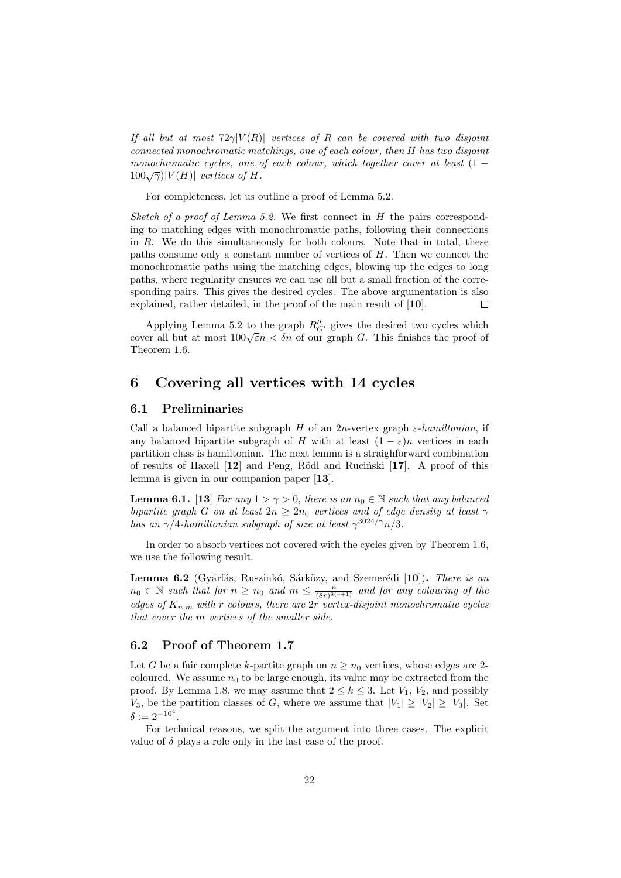*If all but at most $72\gamma|V(R)|$ vertices of $R$ can be covered with two disjoint connected monochromatic matchings, one of each colour, then $H$ has two disjoint monochromatic cycles, one of each colour, which together cover at least $(1 - 100\sqrt{\gamma})|V(H)|$ vertices of $H$.*

For completeness, let us outline a proof of Lemma 5.2.

*Sketch of a proof of Lemma 5.2.* We first connect in $H$ the pairs corresponding to matching edges with monochromatic paths, following their connections in $R$. We do this simultaneously for both colours. Note that in total, these paths consume only a constant number of vertices of $H$. Then we connect the monochromatic paths using the matching edges, blowing up the edges to long paths, where regularity ensures we can use all but a small fraction of the corresponding pairs. This gives the desired cycles. The above argumentation is also explained, rather detailed, in the proof of the main result of [**10**]. □

Applying Lemma 5.2 to the graph $R''_{G'}$ gives the desired two cycles which cover all but at most $100\sqrt{\varepsilon}n < \delta n$ of our graph $G$. This finishes the proof of Theorem 1.6.

# 6 Covering all vertices with 14 cycles

## 6.1 Preliminaries

Call a balanced bipartite subgraph $H$ of an $2n$-vertex graph *$\varepsilon$-hamiltonian*, if any balanced bipartite subgraph of $H$ with at least $(1-\varepsilon)n$ vertices in each partition class is hamiltonian. The next lemma is a straighforward combination of results of Haxell [**12**] and Peng, Rödl and Ruciński [**17**]. A proof of this lemma is given in our companion paper [**13**].

**Lemma 6.1.** [**13**] *For any $1 > \gamma > 0$, there is an $n_0 \in \mathbb{N}$ such that any balanced bipartite graph $G$ on at least $2n \geq 2n_0$ vertices and of edge density at least $\gamma$ has an $\gamma/4$-hamiltonian subgraph of size at least $\gamma^{3024/\gamma}n/3$.*

In order to absorb vertices not covered with the cycles given by Theorem 1.6, we use the following result.

**Lemma 6.2** (Gyárfás, Ruszinkó, Sárközy, and Szemerédi [**10**])**.** *There is an $n_0 \in \mathbb{N}$ such that for $n \geq n_0$ and $m \leq \frac{n}{(8r)^{8(r+1)}}$ and for any colouring of the edges of $K_{n,m}$ with $r$ colours, there are $2r$ vertex-disjoint monochromatic cycles that cover the $m$ vertices of the smaller side.*

## 6.2 Proof of Theorem 1.7

Let $G$ be a fair complete $k$-partite graph on $n \geq n_0$ vertices, whose edges are 2-coloured. We assume $n_0$ to be large enough, its value may be extracted from the proof. By Lemma 1.8, we may assume that $2 \leq k \leq 3$. Let $V_1$, $V_2$, and possibly $V_3$, be the partition classes of $G$, where we assume that $|V_1| \geq |V_2| \geq |V_3|$. Set $\delta := 2^{-10^4}$.

For technical reasons, we split the argument into three cases. The explicit value of $\delta$ plays a role only in the last case of the proof.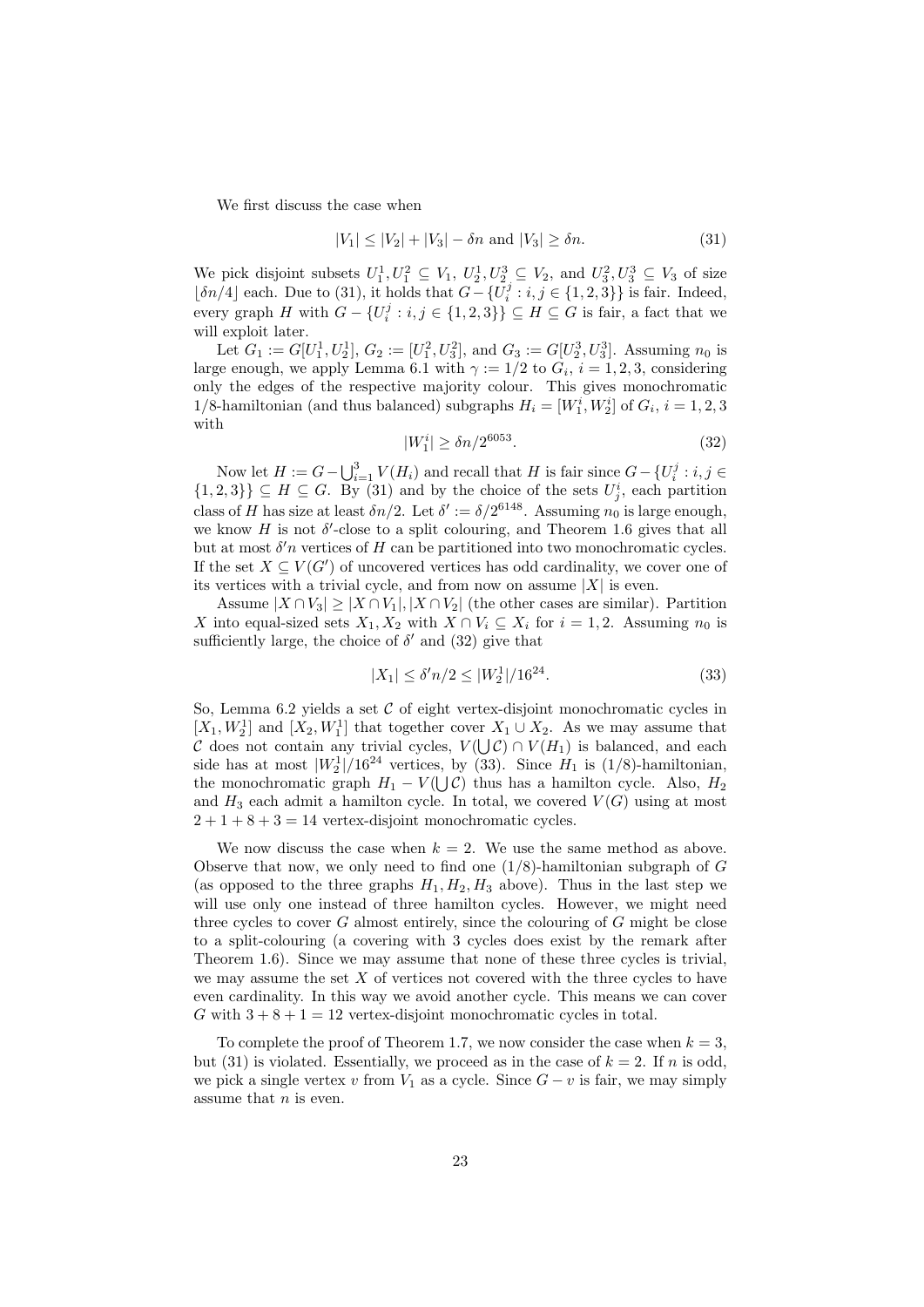We first discuss the case when

$$|V_1| \leq |V_2| + |V_3| - \delta n \text{ and } |V_3| \geq \delta n. \tag{31}$$

We pick disjoint subsets $U_1^1, U_1^2 \subseteq V_1$, $U_2^1, U_2^3 \subseteq V_2$, and $U_3^2, U_3^3 \subseteq V_3$ of size $\lfloor \delta n/4 \rfloor$ each. Due to (31), it holds that $G - \{U_i^j : i, j \in \{1,2,3\}\}$ is fair. Indeed, every graph $H$ with $G - \{U_i^j : i, j \in \{1,2,3\}\} \subseteq H \subseteq G$ is fair, a fact that we will exploit later.

Let $G_1 := G[U_1^1, U_2^1]$, $G_2 := [U_1^2, U_3^2]$, and $G_3 := G[U_2^3, U_3^3]$. Assuming $n_0$ is large enough, we apply Lemma 6.1 with $\gamma := 1/2$ to $G_i$, $i = 1,2,3$, considering only the edges of the respective majority colour. This gives monochromatic 1/8-hamiltonian (and thus balanced) subgraphs $H_i = [W_1^i, W_2^i]$ of $G_i$, $i = 1,2,3$ with

$$|W_1^i| \geq \delta n / 2^{6053}. \tag{32}$$

Now let $H := G - \bigcup_{i=1}^{3} V(H_i)$ and recall that $H$ is fair since $G - \{U_i^j : i, j \in \{1,2,3\}\} \subseteq H \subseteq G$. By (31) and by the choice of the sets $U_j^i$, each partition class of $H$ has size at least $\delta n/2$. Let $\delta' := \delta / 2^{6148}$. Assuming $n_0$ is large enough, we know $H$ is not $\delta'$-close to a split colouring, and Theorem 1.6 gives that all but at most $\delta' n$ vertices of $H$ can be partitioned into two monochromatic cycles. If the set $X \subseteq V(G')$ of uncovered vertices has odd cardinality, we cover one of its vertices with a trivial cycle, and from now on assume $|X|$ is even.

Assume $|X \cap V_3| \geq |X \cap V_1|, |X \cap V_2|$ (the other cases are similar). Partition $X$ into equal-sized sets $X_1, X_2$ with $X \cap V_i \subseteq X_i$ for $i = 1,2$. Assuming $n_0$ is sufficiently large, the choice of $\delta'$ and (32) give that

$$|X_1| \leq \delta' n/2 \leq |W_2^1|/16^{24}. \tag{33}$$

So, Lemma 6.2 yields a set $\mathcal{C}$ of eight vertex-disjoint monochromatic cycles in $[X_1, W_2^1]$ and $[X_2, W_1^1]$ that together cover $X_1 \cup X_2$. As we may assume that $\mathcal{C}$ does not contain any trivial cycles, $V(\bigcup \mathcal{C}) \cap V(H_1)$ is balanced, and each side has at most $|W_2^1|/16^{24}$ vertices, by (33). Since $H_1$ is (1/8)-hamiltonian, the monochromatic graph $H_1 - V(\bigcup \mathcal{C})$ thus has a hamilton cycle. Also, $H_2$ and $H_3$ each admit a hamilton cycle. In total, we covered $V(G)$ using at most $2 + 1 + 8 + 3 = 14$ vertex-disjoint monochromatic cycles.

We now discuss the case when $k = 2$. We use the same method as above. Observe that now, we only need to find one (1/8)-hamiltonian subgraph of $G$ (as opposed to the three graphs $H_1, H_2, H_3$ above). Thus in the last step we will use only one instead of three hamilton cycles. However, we might need three cycles to cover $G$ almost entirely, since the colouring of $G$ might be close to a split-colouring (a covering with 3 cycles does exist by the remark after Theorem 1.6). Since we may assume that none of these three cycles is trivial, we may assume the set $X$ of vertices not covered with the three cycles to have even cardinality. In this way we avoid another cycle. This means we can cover $G$ with $3 + 8 + 1 = 12$ vertex-disjoint monochromatic cycles in total.

To complete the proof of Theorem 1.7, we now consider the case when $k = 3$, but (31) is violated. Essentially, we proceed as in the case of $k = 2$. If $n$ is odd, we pick a single vertex $v$ from $V_1$ as a cycle. Since $G - v$ is fair, we may simply assume that $n$ is even.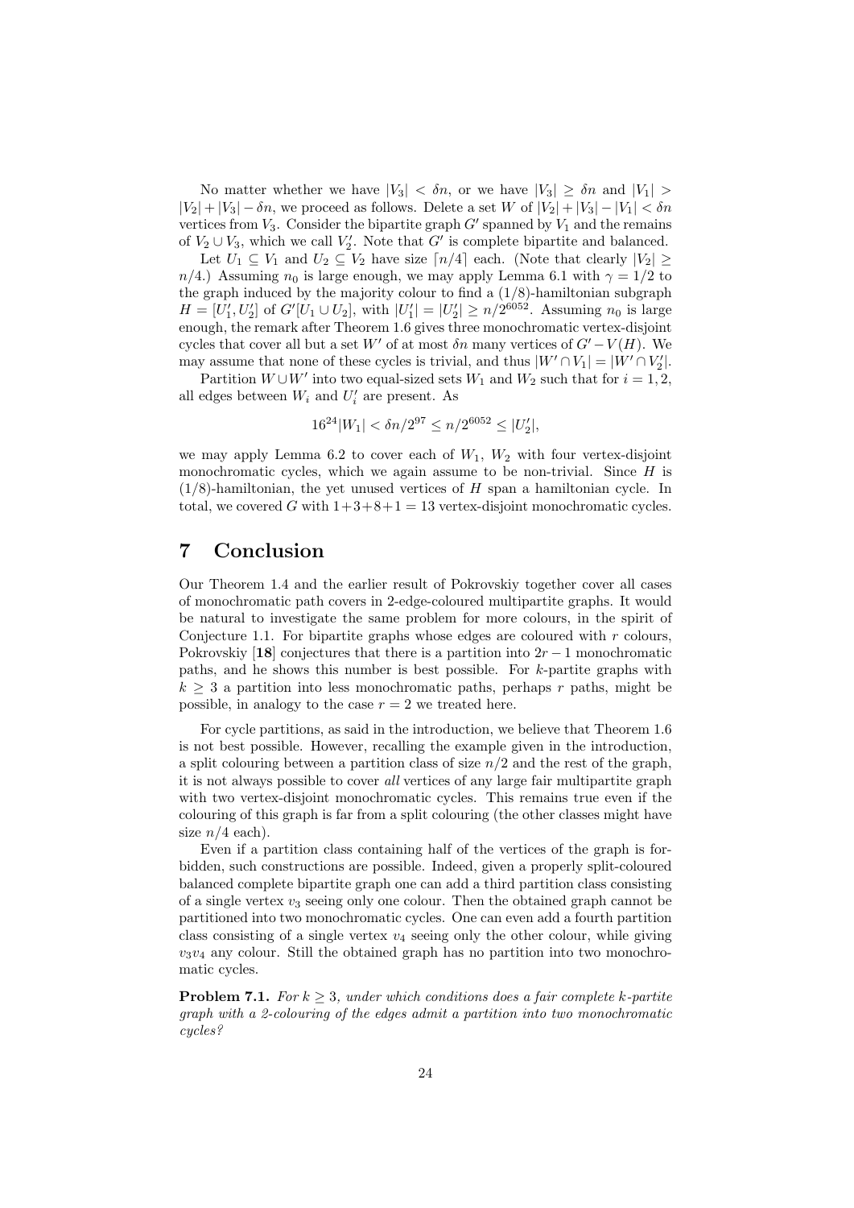No matter whether we have $|V_3| < \delta n$, or we have $|V_3| \geq \delta n$ and $|V_1| > |V_2| + |V_3| - \delta n$, we proceed as follows. Delete a set $W$ of $|V_2| + |V_3| - |V_1| < \delta n$ vertices from $V_3$. Consider the bipartite graph $G'$ spanned by $V_1$ and the remains of $V_2 \cup V_3$, which we call $V_2'$. Note that $G'$ is complete bipartite and balanced.

Let $U_1 \subseteq V_1$ and $U_2 \subseteq V_2$ have size $\lceil n/4 \rceil$ each. (Note that clearly $|V_2| \geq n/4$.) Assuming $n_0$ is large enough, we may apply Lemma 6.1 with $\gamma = 1/2$ to the graph induced by the majority colour to find a $(1/8)$-hamiltonian subgraph $H = [U_1', U_2']$ of $G'[U_1 \cup U_2]$, with $|U_1'| = |U_2'| \geq n/2^{6052}$. Assuming $n_0$ is large enough, the remark after Theorem 1.6 gives three monochromatic vertex-disjoint cycles that cover all but a set $W'$ of at most $\delta n$ many vertices of $G' - V(H)$. We may assume that none of these cycles is trivial, and thus $|W' \cap V_1| = |W' \cap V_2'|$.

Partition $W \cup W'$ into two equal-sized sets $W_1$ and $W_2$ such that for $i = 1, 2$, all edges between $W_i$ and $U_i'$ are present. As

$$16^{24}|W_1| < \delta n / 2^{97} \leq n/2^{6052} \leq |U_2'|,$$

we may apply Lemma 6.2 to cover each of $W_1$, $W_2$ with four vertex-disjoint monochromatic cycles, which we again assume to be non-trivial. Since $H$ is $(1/8)$-hamiltonian, the yet unused vertices of $H$ span a hamiltonian cycle. In total, we covered $G$ with $1+3+8+1 = 13$ vertex-disjoint monochromatic cycles.

# 7 Conclusion

Our Theorem 1.4 and the earlier result of Pokrovskiy together cover all cases of monochromatic path covers in 2-edge-coloured multipartite graphs. It would be natural to investigate the same problem for more colours, in the spirit of Conjecture 1.1. For bipartite graphs whose edges are coloured with $r$ colours, Pokrovskiy [**18**] conjectures that there is a partition into $2r-1$ monochromatic paths, and he shows this number is best possible. For $k$-partite graphs with $k \geq 3$ a partition into less monochromatic paths, perhaps $r$ paths, might be possible, in analogy to the case $r = 2$ we treated here.

For cycle partitions, as said in the introduction, we believe that Theorem 1.6 is not best possible. However, recalling the example given in the introduction, a split colouring between a partition class of size $n/2$ and the rest of the graph, it is not always possible to cover *all* vertices of any large fair multipartite graph with two vertex-disjoint monochromatic cycles. This remains true even if the colouring of this graph is far from a split colouring (the other classes might have size $n/4$ each).

Even if a partition class containing half of the vertices of the graph is forbidden, such constructions are possible. Indeed, given a properly split-coloured balanced complete bipartite graph one can add a third partition class consisting of a single vertex $v_3$ seeing only one colour. Then the obtained graph cannot be partitioned into two monochromatic cycles. One can even add a fourth partition class consisting of a single vertex $v_4$ seeing only the other colour, while giving $v_3v_4$ any colour. Still the obtained graph has no partition into two monochromatic cycles.

**Problem 7.1.** *For $k \geq 3$, under which conditions does a fair complete $k$-partite graph with a 2-colouring of the edges admit a partition into two monochromatic cycles?*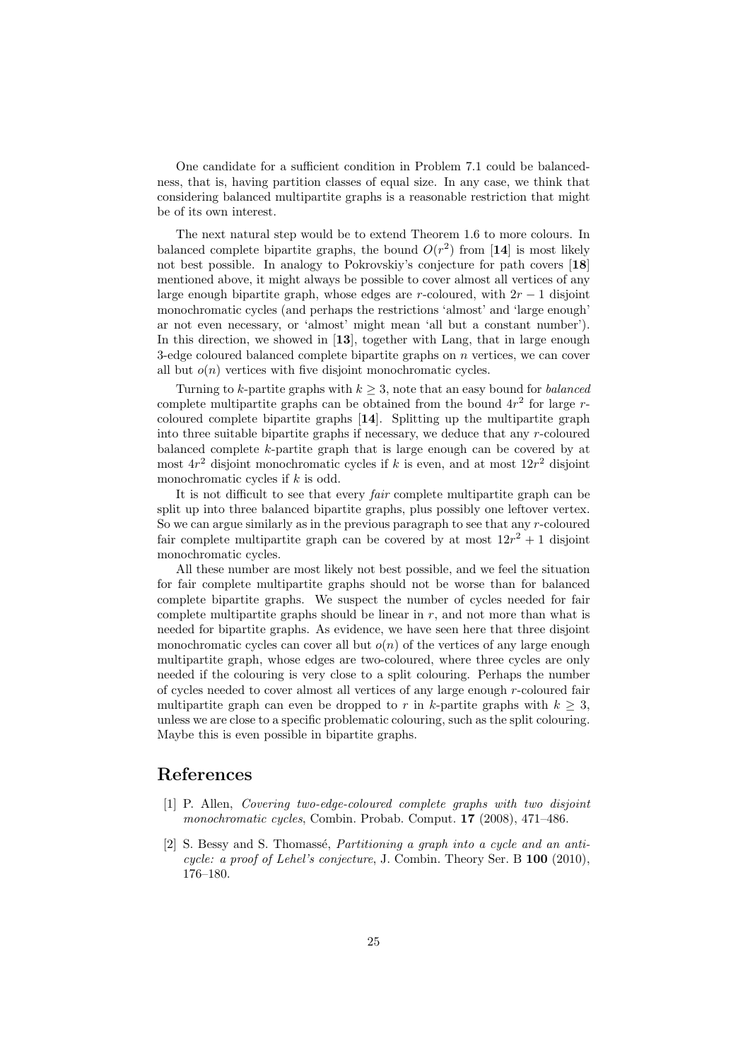One candidate for a sufficient condition in Problem 7.1 could be balancedness, that is, having partition classes of equal size. In any case, we think that considering balanced multipartite graphs is a reasonable restriction that might be of its own interest.

The next natural step would be to extend Theorem 1.6 to more colours. In balanced complete bipartite graphs, the bound $O(r^2)$ from [**14**] is most likely not best possible. In analogy to Pokrovskiy's conjecture for path covers [**18**] mentioned above, it might always be possible to cover almost all vertices of any large enough bipartite graph, whose edges are $r$-coloured, with $2r-1$ disjoint monochromatic cycles (and perhaps the restrictions 'almost' and 'large enough' ar not even necessary, or 'almost' might mean 'all but a constant number'). In this direction, we showed in [**13**], together with Lang, that in large enough 3-edge coloured balanced complete bipartite graphs on $n$ vertices, we can cover all but $o(n)$ vertices with five disjoint monochromatic cycles.

Turning to $k$-partite graphs with $k \geq 3$, note that an easy bound for *balanced* complete multipartite graphs can be obtained from the bound $4r^2$ for large $r$-coloured complete bipartite graphs [**14**]. Splitting up the multipartite graph into three suitable bipartite graphs if necessary, we deduce that any $r$-coloured balanced complete $k$-partite graph that is large enough can be covered by at most $4r^2$ disjoint monochromatic cycles if $k$ is even, and at most $12r^2$ disjoint monochromatic cycles if $k$ is odd.

It is not difficult to see that every *fair* complete multipartite graph can be split up into three balanced bipartite graphs, plus possibly one leftover vertex. So we can argue similarly as in the previous paragraph to see that any $r$-coloured fair complete multipartite graph can be covered by at most $12r^2+1$ disjoint monochromatic cycles.

All these number are most likely not best possible, and we feel the situation for fair complete multipartite graphs should not be worse than for balanced complete bipartite graphs. We suspect the number of cycles needed for fair complete multipartite graphs should be linear in $r$, and not more than what is needed for bipartite graphs. As evidence, we have seen here that three disjoint monochromatic cycles can cover all but $o(n)$ of the vertices of any large enough multipartite graph, whose edges are two-coloured, where three cycles are only needed if the colouring is very close to a split colouring. Perhaps the number of cycles needed to cover almost all vertices of any large enough $r$-coloured fair multipartite graph can even be dropped to $r$ in $k$-partite graphs with $k \geq 3$, unless we are close to a specific problematic colouring, such as the split colouring. Maybe this is even possible in bipartite graphs.

# References

[1] P. Allen, *Covering two-edge-coloured complete graphs with two disjoint monochromatic cycles*, Combin. Probab. Comput. **17** (2008), 471–486.

[2] S. Bessy and S. Thomassé, *Partitioning a graph into a cycle and an anticycle: a proof of Lehel's conjecture*, J. Combin. Theory Ser. B **100** (2010), 176–180.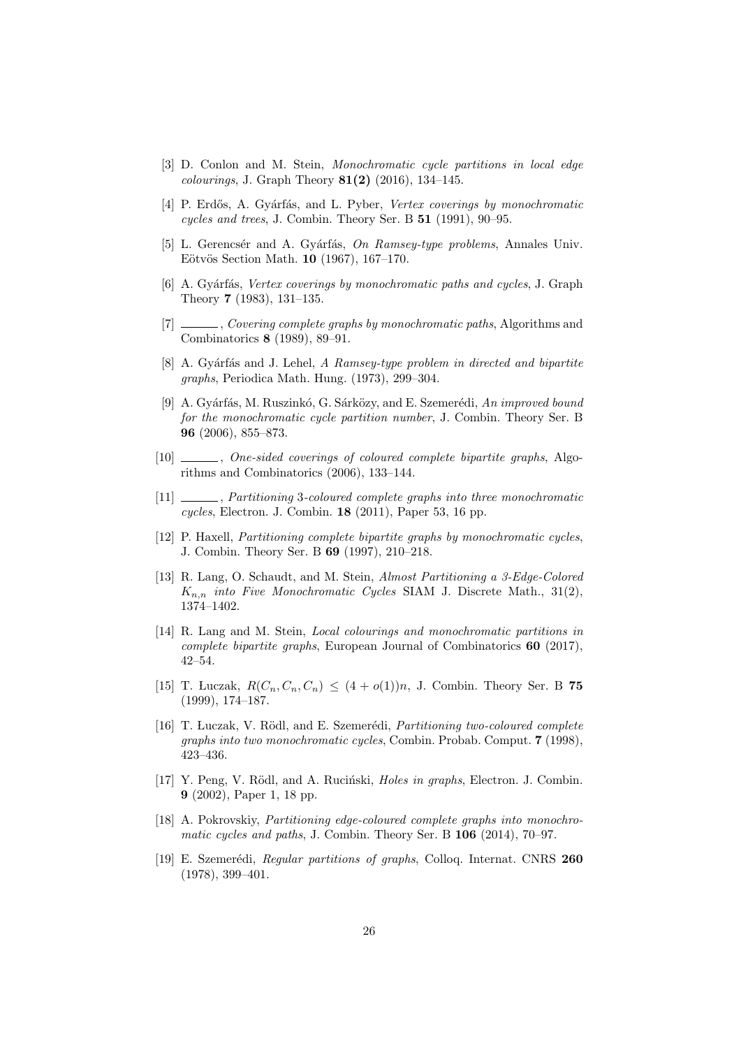[3] D. Conlon and M. Stein, *Monochromatic cycle partitions in local edge colourings*, J. Graph Theory **81(2)** (2016), 134–145.

[4] P. Erdős, A. Gyárfás, and L. Pyber, *Vertex coverings by monochromatic cycles and trees*, J. Combin. Theory Ser. B **51** (1991), 90–95.

[5] L. Gerencsér and A. Gyárfás, *On Ramsey-type problems*, Annales Univ. Eötvös Section Math. **10** (1967), 167–170.

[6] A. Gyárfás, *Vertex coverings by monochromatic paths and cycles*, J. Graph Theory **7** (1983), 131–135.

[7] ———, *Covering complete graphs by monochromatic paths*, Algorithms and Combinatorics **8** (1989), 89–91.

[8] A. Gyárfás and J. Lehel, *A Ramsey-type problem in directed and bipartite graphs*, Periodica Math. Hung. (1973), 299–304.

[9] A. Gyárfás, M. Ruszinkó, G. Sárközy, and E. Szemerédi, *An improved bound for the monochromatic cycle partition number*, J. Combin. Theory Ser. B **96** (2006), 855–873.

[10] ———, *One-sided coverings of coloured complete bipartite graphs*, Algorithms and Combinatorics (2006), 133–144.

[11] ———, *Partitioning* 3*-coloured complete graphs into three monochromatic cycles*, Electron. J. Combin. **18** (2011), Paper 53, 16 pp.

[12] P. Haxell, *Partitioning complete bipartite graphs by monochromatic cycles*, J. Combin. Theory Ser. B **69** (1997), 210–218.

[13] R. Lang, O. Schaudt, and M. Stein, *Almost Partitioning a 3-Edge-Colored $K_{n,n}$ into Five Monochromatic Cycles* SIAM J. Discrete Math., 31(2), 1374–1402.

[14] R. Lang and M. Stein, *Local colourings and monochromatic partitions in complete bipartite graphs*, European Journal of Combinatorics **60** (2017), 42–54.

[15] T. Łuczak, $R(C_n, C_n, C_n) \leq (4 + o(1))n$, J. Combin. Theory Ser. B **75** (1999), 174–187.

[16] T. Łuczak, V. Rödl, and E. Szemerédi, *Partitioning two-coloured complete graphs into two monochromatic cycles*, Combin. Probab. Comput. **7** (1998), 423–436.

[17] Y. Peng, V. Rödl, and A. Ruciński, *Holes in graphs*, Electron. J. Combin. **9** (2002), Paper 1, 18 pp.

[18] A. Pokrovskiy, *Partitioning edge-coloured complete graphs into monochromatic cycles and paths*, J. Combin. Theory Ser. B **106** (2014), 70–97.

[19] E. Szemerédi, *Regular partitions of graphs*, Colloq. Internat. CNRS **260** (1978), 399–401.